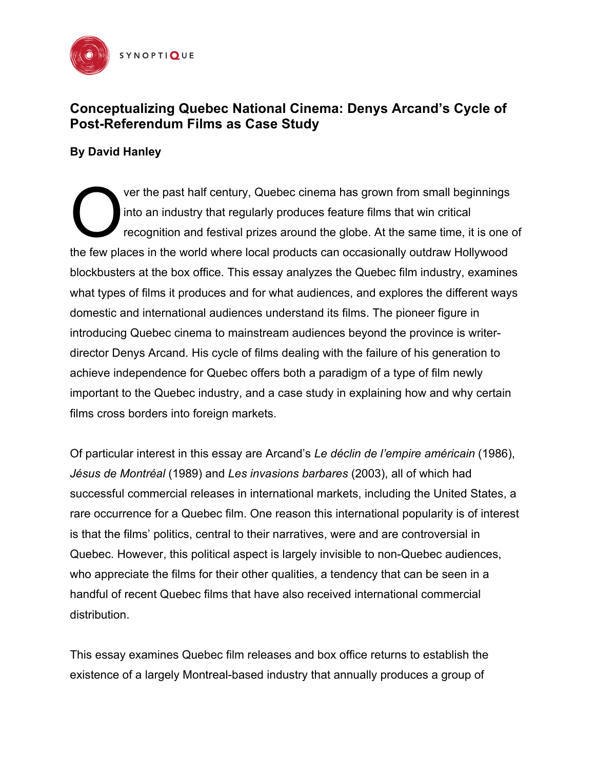# Conceptualizing Quebec National Cinema: Denys Arcand's Cycle of Post-Referendum Films as Case Study

**By David Hanley**

Over the past half century, Quebec cinema has grown from small beginnings into an industry that regularly produces feature films that win critical recognition and festival prizes around the globe. At the same time, it is one of the few places in the world where local products can occasionally outdraw Hollywood blockbusters at the box office. This essay analyzes the Quebec film industry, examines what types of films it produces and for what audiences, and explores the different ways domestic and international audiences understand its films. The pioneer figure in introducing Quebec cinema to mainstream audiences beyond the province is writer-director Denys Arcand. His cycle of films dealing with the failure of his generation to achieve independence for Quebec offers both a paradigm of a type of film newly important to the Quebec industry, and a case study in explaining how and why certain films cross borders into foreign markets.

Of particular interest in this essay are Arcand's *Le déclin de l'empire américain* (1986), *Jésus de Montréal* (1989) and *Les invasions barbares* (2003), all of which had successful commercial releases in international markets, including the United States, a rare occurrence for a Quebec film. One reason this international popularity is of interest is that the films' politics, central to their narratives, were and are controversial in Quebec. However, this political aspect is largely invisible to non-Quebec audiences, who appreciate the films for their other qualities, a tendency that can be seen in a handful of recent Quebec films that have also received international commercial distribution.

This essay examines Quebec film releases and box office returns to establish the existence of a largely Montreal-based industry that annually produces a group of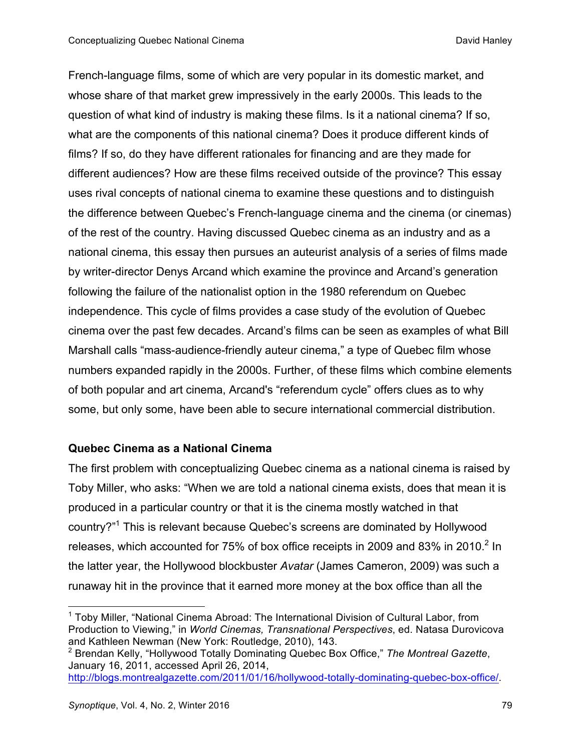French-language films, some of which are very popular in its domestic market, and whose share of that market grew impressively in the early 2000s. This leads to the question of what kind of industry is making these films. Is it a national cinema? If so, what are the components of this national cinema? Does it produce different kinds of films? If so, do they have different rationales for financing and are they made for different audiences? How are these films received outside of the province? This essay uses rival concepts of national cinema to examine these questions and to distinguish the difference between Quebec's French-language cinema and the cinema (or cinemas) of the rest of the country. Having discussed Quebec cinema as an industry and as a national cinema, this essay then pursues an auteurist analysis of a series of films made by writer-director Denys Arcand which examine the province and Arcand's generation following the failure of the nationalist option in the 1980 referendum on Quebec independence. This cycle of films provides a case study of the evolution of Quebec cinema over the past few decades. Arcand's films can be seen as examples of what Bill Marshall calls "mass-audience-friendly auteur cinema," a type of Quebec film whose numbers expanded rapidly in the 2000s. Further, of these films which combine elements of both popular and art cinema, Arcand's "referendum cycle" offers clues as to why some, but only some, have been able to secure international commercial distribution.

## Quebec Cinema as a National Cinema

The first problem with conceptualizing Quebec cinema as a national cinema is raised by Toby Miller, who asks: "When we are told a national cinema exists, does that mean it is produced in a particular country or that it is the cinema mostly watched in that country?"[1] This is relevant because Quebec's screens are dominated by Hollywood releases, which accounted for 75% of box office receipts in 2009 and 83% in 2010.[2] In the latter year, the Hollywood blockbuster *Avatar* (James Cameron, 2009) was such a runaway hit in the province that it earned more money at the box office than all the

---

[1] Toby Miller, "National Cinema Abroad: The International Division of Cultural Labor, from Production to Viewing," in *World Cinemas, Transnational Perspectives*, ed. Natasa Durovicova and Kathleen Newman (New York: Routledge, 2010), 143.

[2] Brendan Kelly, "Hollywood Totally Dominating Quebec Box Office," *The Montreal Gazette*, January 16, 2011, accessed April 26, 2014, http://blogs.montrealgazette.com/2011/01/16/hollywood-totally-dominating-quebec-box-office/.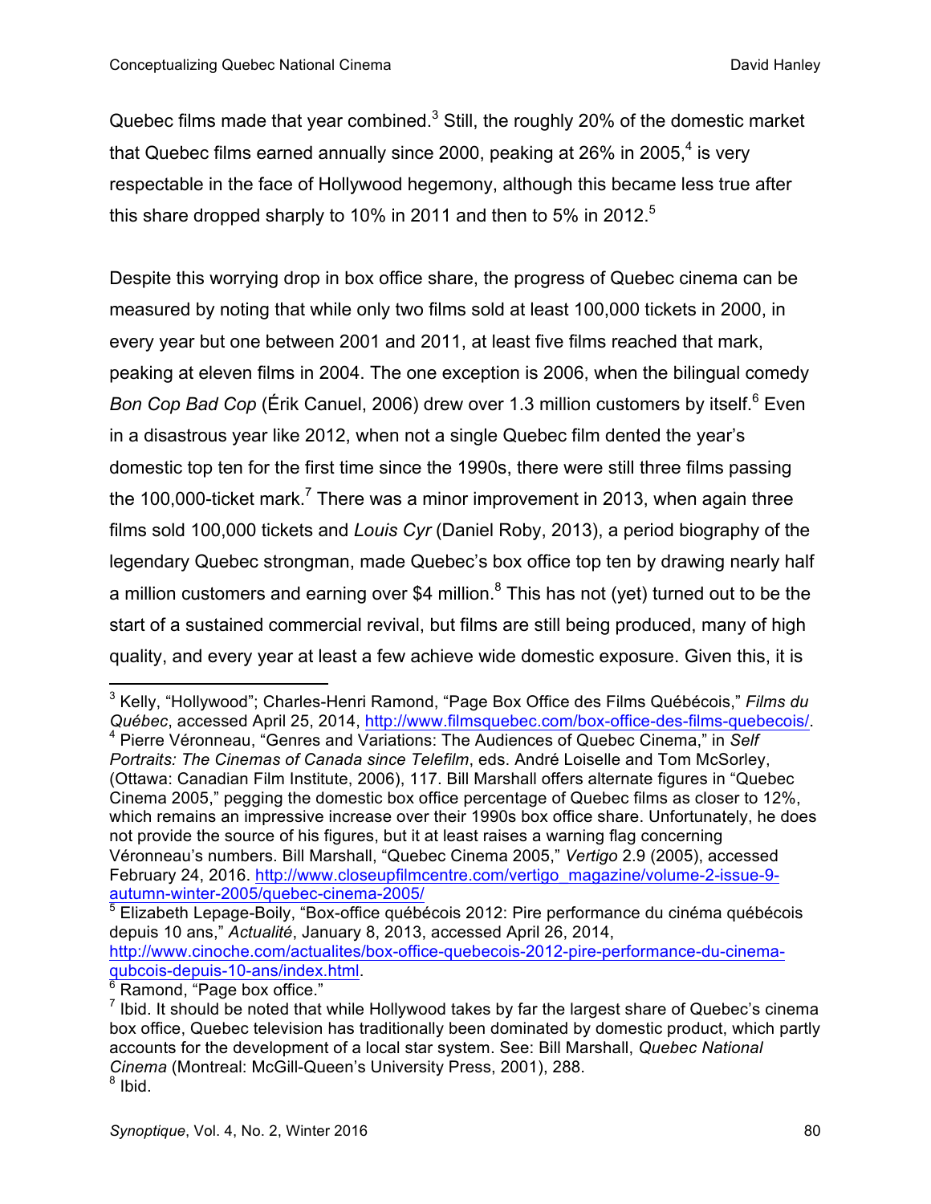Quebec films made that year combined.[3] Still, the roughly 20% of the domestic market that Quebec films earned annually since 2000, peaking at 26% in 2005,[4] is very respectable in the face of Hollywood hegemony, although this became less true after this share dropped sharply to 10% in 2011 and then to 5% in 2012.[5]

Despite this worrying drop in box office share, the progress of Quebec cinema can be measured by noting that while only two films sold at least 100,000 tickets in 2000, in every year but one between 2001 and 2011, at least five films reached that mark, peaking at eleven films in 2004. The one exception is 2006, when the bilingual comedy *Bon Cop Bad Cop* (Érik Canuel, 2006) drew over 1.3 million customers by itself.[6] Even in a disastrous year like 2012, when not a single Quebec film dented the year's domestic top ten for the first time since the 1990s, there were still three films passing the 100,000-ticket mark.[7] There was a minor improvement in 2013, when again three films sold 100,000 tickets and *Louis Cyr* (Daniel Roby, 2013), a period biography of the legendary Quebec strongman, made Quebec's box office top ten by drawing nearly half a million customers and earning over $4 million.[8] This has not (yet) turned out to be the start of a sustained commercial revival, but films are still being produced, many of high quality, and every year at least a few achieve wide domestic exposure. Given this, it is

---

[3] Kelly, "Hollywood"; Charles-Henri Ramond, "Page Box Office des Films Québécois," *Films du Québec*, accessed April 25, 2014, http://www.filmsquebec.com/box-office-des-films-quebecois/.

[4] Pierre Véronneau, "Genres and Variations: The Audiences of Quebec Cinema," in *Self Portraits: The Cinemas of Canada since Telefilm*, eds. André Loiselle and Tom McSorley, (Ottawa: Canadian Film Institute, 2006), 117. Bill Marshall offers alternate figures in "Quebec Cinema 2005," pegging the domestic box office percentage of Quebec films as closer to 12%, which remains an impressive increase over their 1990s box office share. Unfortunately, he does not provide the source of his figures, but it at least raises a warning flag concerning Véronneau's numbers. Bill Marshall, "Quebec Cinema 2005," *Vertigo* 2.9 (2005), accessed February 24, 2016. http://www.closeupfilmcentre.com/vertigo_magazine/volume-2-issue-9-autumn-winter-2005/quebec-cinema-2005/

[5] Elizabeth Lepage-Boily, "Box-office québécois 2012: Pire performance du cinéma québécois depuis 10 ans," *Actualité*, January 8, 2013, accessed April 26, 2014, http://www.cinoche.com/actualites/box-office-quebecois-2012-pire-performance-du-cinema-qubcois-depuis-10-ans/index.html.

[6] Ramond, "Page box office."

[7] Ibid. It should be noted that while Hollywood takes by far the largest share of Quebec's cinema box office, Quebec television has traditionally been dominated by domestic product, which partly accounts for the development of a local star system. See: Bill Marshall, *Quebec National Cinema* (Montreal: McGill-Queen's University Press, 2001), 288.

[8] Ibid.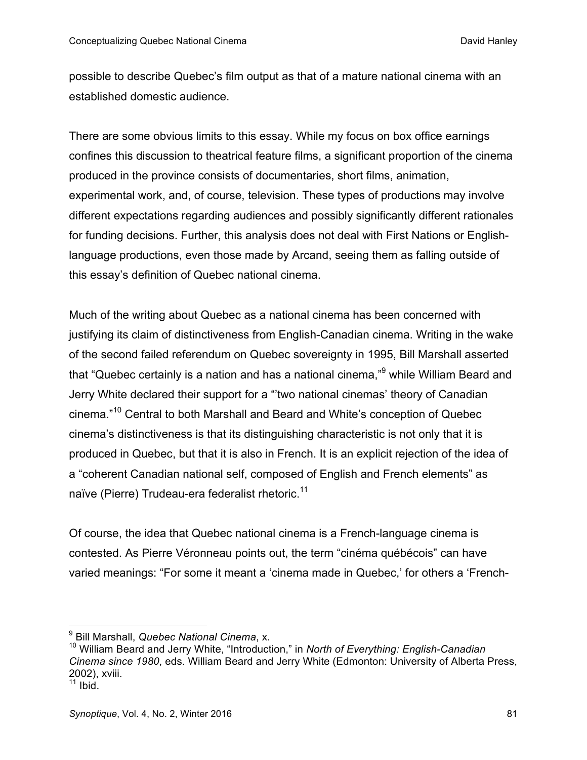possible to describe Quebec's film output as that of a mature national cinema with an established domestic audience.

There are some obvious limits to this essay. While my focus on box office earnings confines this discussion to theatrical feature films, a significant proportion of the cinema produced in the province consists of documentaries, short films, animation, experimental work, and, of course, television. These types of productions may involve different expectations regarding audiences and possibly significantly different rationales for funding decisions. Further, this analysis does not deal with First Nations or English-language productions, even those made by Arcand, seeing them as falling outside of this essay's definition of Quebec national cinema.

Much of the writing about Quebec as a national cinema has been concerned with justifying its claim of distinctiveness from English-Canadian cinema. Writing in the wake of the second failed referendum on Quebec sovereignty in 1995, Bill Marshall asserted that "Quebec certainly is a nation and has a national cinema,"[9] while William Beard and Jerry White declared their support for a "'two national cinemas' theory of Canadian cinema."[10] Central to both Marshall and Beard and White's conception of Quebec cinema's distinctiveness is that its distinguishing characteristic is not only that it is produced in Quebec, but that it is also in French. It is an explicit rejection of the idea of a "coherent Canadian national self, composed of English and French elements" as naïve (Pierre) Trudeau-era federalist rhetoric.[11]

Of course, the idea that Quebec national cinema is a French-language cinema is contested. As Pierre Véronneau points out, the term "cinéma québécois" can have varied meanings: "For some it meant a 'cinema made in Quebec,' for others a 'French-

---

[9] Bill Marshall, *Quebec National Cinema*, x.

[10] William Beard and Jerry White, "Introduction," in *North of Everything: English-Canadian Cinema since 1980*, eds. William Beard and Jerry White (Edmonton: University of Alberta Press, 2002), xviii.

[11] Ibid.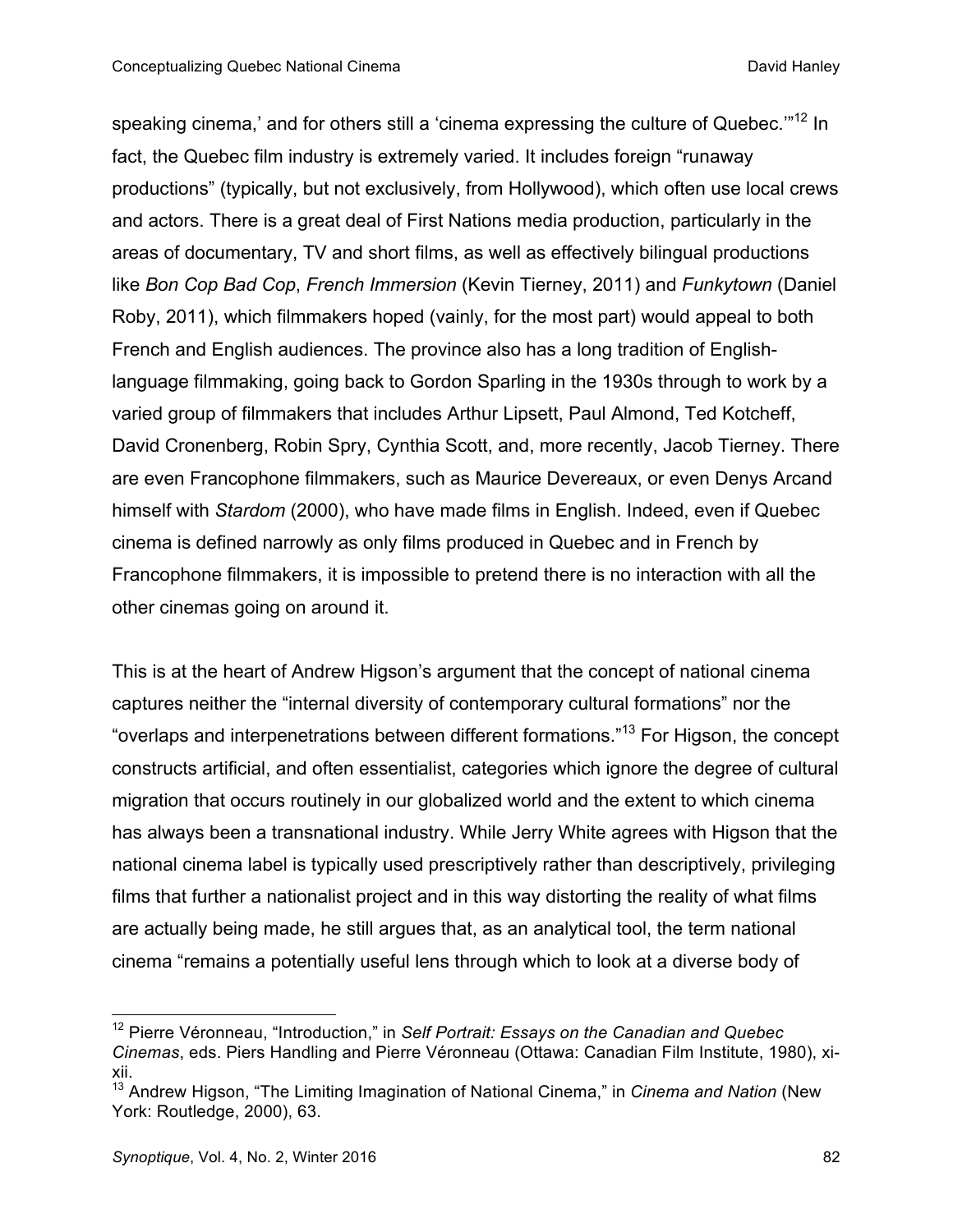speaking cinema,' and for others still a 'cinema expressing the culture of Quebec.'"[12] In fact, the Quebec film industry is extremely varied. It includes foreign "runaway productions" (typically, but not exclusively, from Hollywood), which often use local crews and actors. There is a great deal of First Nations media production, particularly in the areas of documentary, TV and short films, as well as effectively bilingual productions like *Bon Cop Bad Cop*, *French Immersion* (Kevin Tierney, 2011) and *Funkytown* (Daniel Roby, 2011), which filmmakers hoped (vainly, for the most part) would appeal to both French and English audiences. The province also has a long tradition of English-language filmmaking, going back to Gordon Sparling in the 1930s through to work by a varied group of filmmakers that includes Arthur Lipsett, Paul Almond, Ted Kotcheff, David Cronenberg, Robin Spry, Cynthia Scott, and, more recently, Jacob Tierney. There are even Francophone filmmakers, such as Maurice Devereaux, or even Denys Arcand himself with *Stardom* (2000), who have made films in English. Indeed, even if Quebec cinema is defined narrowly as only films produced in Quebec and in French by Francophone filmmakers, it is impossible to pretend there is no interaction with all the other cinemas going on around it.

This is at the heart of Andrew Higson's argument that the concept of national cinema captures neither the "internal diversity of contemporary cultural formations" nor the "overlaps and interpenetrations between different formations."[13] For Higson, the concept constructs artificial, and often essentialist, categories which ignore the degree of cultural migration that occurs routinely in our globalized world and the extent to which cinema has always been a transnational industry. While Jerry White agrees with Higson that the national cinema label is typically used prescriptively rather than descriptively, privileging films that further a nationalist project and in this way distorting the reality of what films are actually being made, he still argues that, as an analytical tool, the term national cinema "remains a potentially useful lens through which to look at a diverse body of

---

[12] Pierre Véronneau, "Introduction," in *Self Portrait: Essays on the Canadian and Quebec Cinemas*, eds. Piers Handling and Pierre Véronneau (Ottawa: Canadian Film Institute, 1980), xi-xii.

[13] Andrew Higson, "The Limiting Imagination of National Cinema," in *Cinema and Nation* (New York: Routledge, 2000), 63.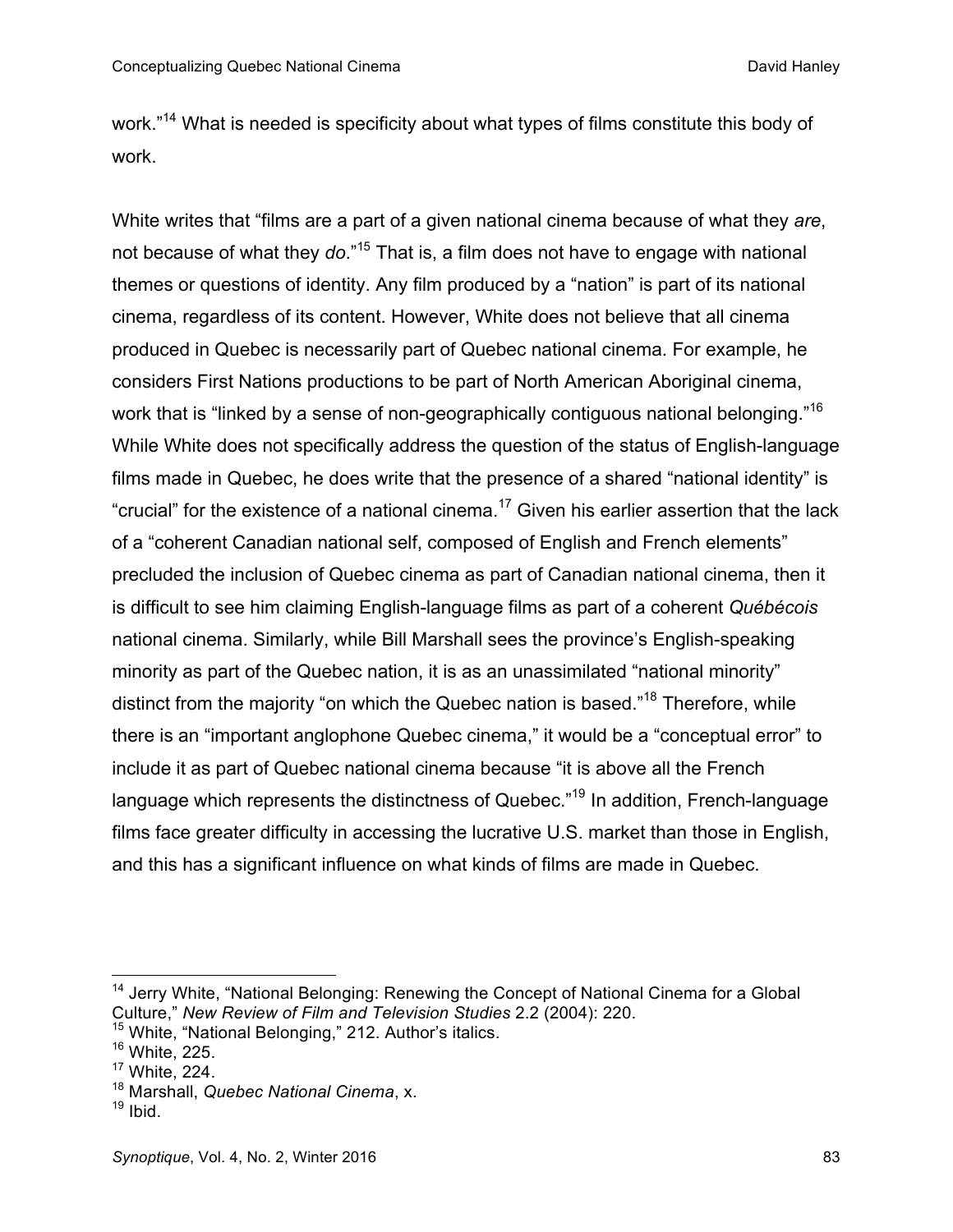work."[14] What is needed is specificity about what types of films constitute this body of work.

White writes that "films are a part of a given national cinema because of what they *are*, not because of what they *do*."[15] That is, a film does not have to engage with national themes or questions of identity. Any film produced by a "nation" is part of its national cinema, regardless of its content. However, White does not believe that all cinema produced in Quebec is necessarily part of Quebec national cinema. For example, he considers First Nations productions to be part of North American Aboriginal cinema, work that is "linked by a sense of non-geographically contiguous national belonging."[16] While White does not specifically address the question of the status of English-language films made in Quebec, he does write that the presence of a shared "national identity" is "crucial" for the existence of a national cinema.[17] Given his earlier assertion that the lack of a "coherent Canadian national self, composed of English and French elements" precluded the inclusion of Quebec cinema as part of Canadian national cinema, then it is difficult to see him claiming English-language films as part of a coherent *Québécois* national cinema. Similarly, while Bill Marshall sees the province's English-speaking minority as part of the Quebec nation, it is as an unassimilated "national minority" distinct from the majority "on which the Quebec nation is based."[18] Therefore, while there is an "important anglophone Quebec cinema," it would be a "conceptual error" to include it as part of Quebec national cinema because "it is above all the French language which represents the distinctness of Quebec."[19] In addition, French-language films face greater difficulty in accessing the lucrative U.S. market than those in English, and this has a significant influence on what kinds of films are made in Quebec.

---

[14] Jerry White, "National Belonging: Renewing the Concept of National Cinema for a Global Culture," *New Review of Film and Television Studies* 2.2 (2004): 220.
[15] White, "National Belonging," 212. Author's italics.
[16] White, 225.
[17] White, 224.
[18] Marshall, *Quebec National Cinema*, x.
[19] Ibid.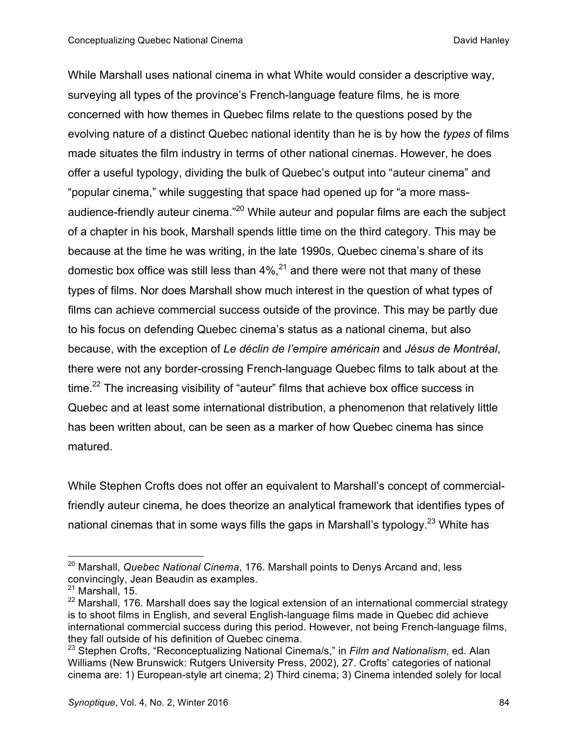While Marshall uses national cinema in what White would consider a descriptive way, surveying all types of the province's French-language feature films, he is more concerned with how themes in Quebec films relate to the questions posed by the evolving nature of a distinct Quebec national identity than he is by how the *types* of films made situates the film industry in terms of other national cinemas. However, he does offer a useful typology, dividing the bulk of Quebec's output into "auteur cinema" and "popular cinema," while suggesting that space had opened up for "a more mass-audience-friendly auteur cinema."[20] While auteur and popular films are each the subject of a chapter in his book, Marshall spends little time on the third category. This may be because at the time he was writing, in the late 1990s, Quebec cinema's share of its domestic box office was still less than 4%,[21] and there were not that many of these types of films. Nor does Marshall show much interest in the question of what types of films can achieve commercial success outside of the province. This may be partly due to his focus on defending Quebec cinema's status as a national cinema, but also because, with the exception of *Le déclin de l'empire américain* and *Jésus de Montréal*, there were not any border-crossing French-language Quebec films to talk about at the time.[22] The increasing visibility of "auteur" films that achieve box office success in Quebec and at least some international distribution, a phenomenon that relatively little has been written about, can be seen as a marker of how Quebec cinema has since matured.

While Stephen Crofts does not offer an equivalent to Marshall's concept of commercial-friendly auteur cinema, he does theorize an analytical framework that identifies types of national cinemas that in some ways fills the gaps in Marshall's typology.[23] White has

---

[20] Marshall, *Quebec National Cinema*, 176. Marshall points to Denys Arcand and, less convincingly, Jean Beaudin as examples.

[21] Marshall, 15.

[22] Marshall, 176. Marshall does say the logical extension of an international commercial strategy is to shoot films in English, and several English-language films made in Quebec did achieve international commercial success during this period. However, not being French-language films, they fall outside of his definition of Quebec cinema.

[23] Stephen Crofts, "Reconceptualizing National Cinema/s," in *Film and Nationalism*, ed. Alan Williams (New Brunswick: Rutgers University Press, 2002), 27. Crofts' categories of national cinema are: 1) European-style art cinema; 2) Third cinema; 3) Cinema intended solely for local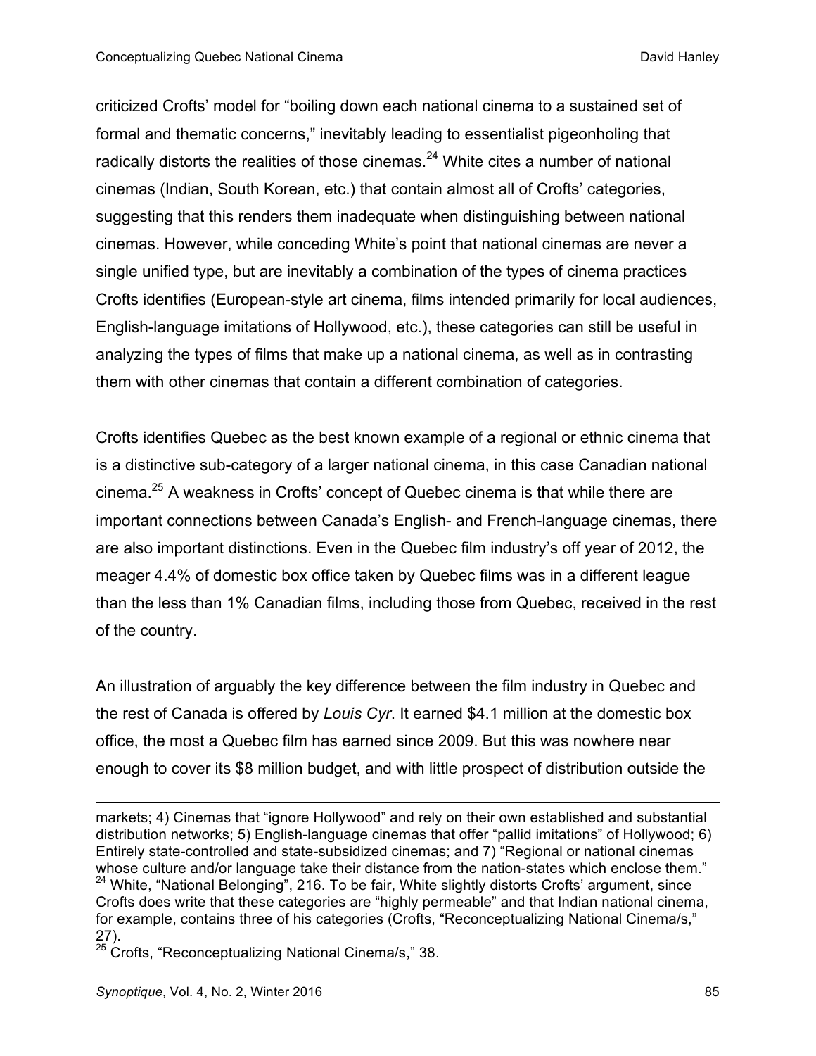criticized Crofts' model for "boiling down each national cinema to a sustained set of formal and thematic concerns," inevitably leading to essentialist pigeonholing that radically distorts the realities of those cinemas.[24] White cites a number of national cinemas (Indian, South Korean, etc.) that contain almost all of Crofts' categories, suggesting that this renders them inadequate when distinguishing between national cinemas. However, while conceding White's point that national cinemas are never a single unified type, but are inevitably a combination of the types of cinema practices Crofts identifies (European-style art cinema, films intended primarily for local audiences, English-language imitations of Hollywood, etc.), these categories can still be useful in analyzing the types of films that make up a national cinema, as well as in contrasting them with other cinemas that contain a different combination of categories.

Crofts identifies Quebec as the best known example of a regional or ethnic cinema that is a distinctive sub-category of a larger national cinema, in this case Canadian national cinema.[25] A weakness in Crofts' concept of Quebec cinema is that while there are important connections between Canada's English- and French-language cinemas, there are also important distinctions. Even in the Quebec film industry's off year of 2012, the meager 4.4% of domestic box office taken by Quebec films was in a different league than the less than 1% Canadian films, including those from Quebec, received in the rest of the country.

An illustration of arguably the key difference between the film industry in Quebec and the rest of Canada is offered by *Louis Cyr*. It earned $4.1 million at the domestic box office, the most a Quebec film has earned since 2009. But this was nowhere near enough to cover its $8 million budget, and with little prospect of distribution outside the

---

markets; 4) Cinemas that "ignore Hollywood" and rely on their own established and substantial distribution networks; 5) English-language cinemas that offer "pallid imitations" of Hollywood; 6) Entirely state-controlled and state-subsidized cinemas; and 7) "Regional or national cinemas whose culture and/or language take their distance from the nation-states which enclose them."

[24] White, "National Belonging", 216. To be fair, White slightly distorts Crofts' argument, since Crofts does write that these categories are "highly permeable" and that Indian national cinema, for example, contains three of his categories (Crofts, "Reconceptualizing National Cinema/s," 27).

[25] Crofts, "Reconceptualizing National Cinema/s," 38.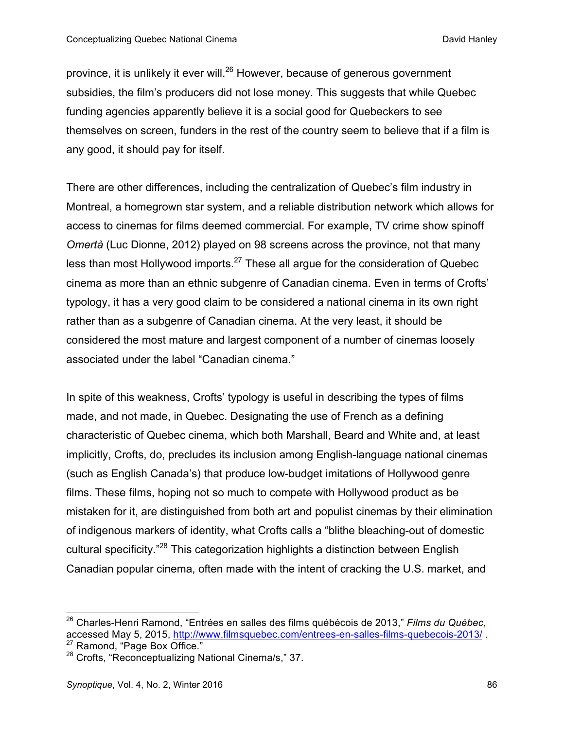province, it is unlikely it ever will.[26] However, because of generous government subsidies, the film's producers did not lose money. This suggests that while Quebec funding agencies apparently believe it is a social good for Quebeckers to see themselves on screen, funders in the rest of the country seem to believe that if a film is any good, it should pay for itself.

There are other differences, including the centralization of Quebec's film industry in Montreal, a homegrown star system, and a reliable distribution network which allows for access to cinemas for films deemed commercial. For example, TV crime show spinoff *Omertà* (Luc Dionne, 2012) played on 98 screens across the province, not that many less than most Hollywood imports.[27] These all argue for the consideration of Quebec cinema as more than an ethnic subgenre of Canadian cinema. Even in terms of Crofts' typology, it has a very good claim to be considered a national cinema in its own right rather than as a subgenre of Canadian cinema. At the very least, it should be considered the most mature and largest component of a number of cinemas loosely associated under the label "Canadian cinema."

In spite of this weakness, Crofts' typology is useful in describing the types of films made, and not made, in Quebec. Designating the use of French as a defining characteristic of Quebec cinema, which both Marshall, Beard and White and, at least implicitly, Crofts, do, precludes its inclusion among English-language national cinemas (such as English Canada's) that produce low-budget imitations of Hollywood genre films. These films, hoping not so much to compete with Hollywood product as be mistaken for it, are distinguished from both art and populist cinemas by their elimination of indigenous markers of identity, what Crofts calls a "blithe bleaching-out of domestic cultural specificity."[28] This categorization highlights a distinction between English Canadian popular cinema, often made with the intent of cracking the U.S. market, and

---

[26] Charles-Henri Ramond, "Entrées en salles des films québécois de 2013," *Films du Québec*, accessed May 5, 2015, http://www.filmsquebec.com/entrees-en-salles-films-quebecois-2013/ .

[27] Ramond, "Page Box Office."

[28] Crofts, "Reconceptualizing National Cinema/s," 37.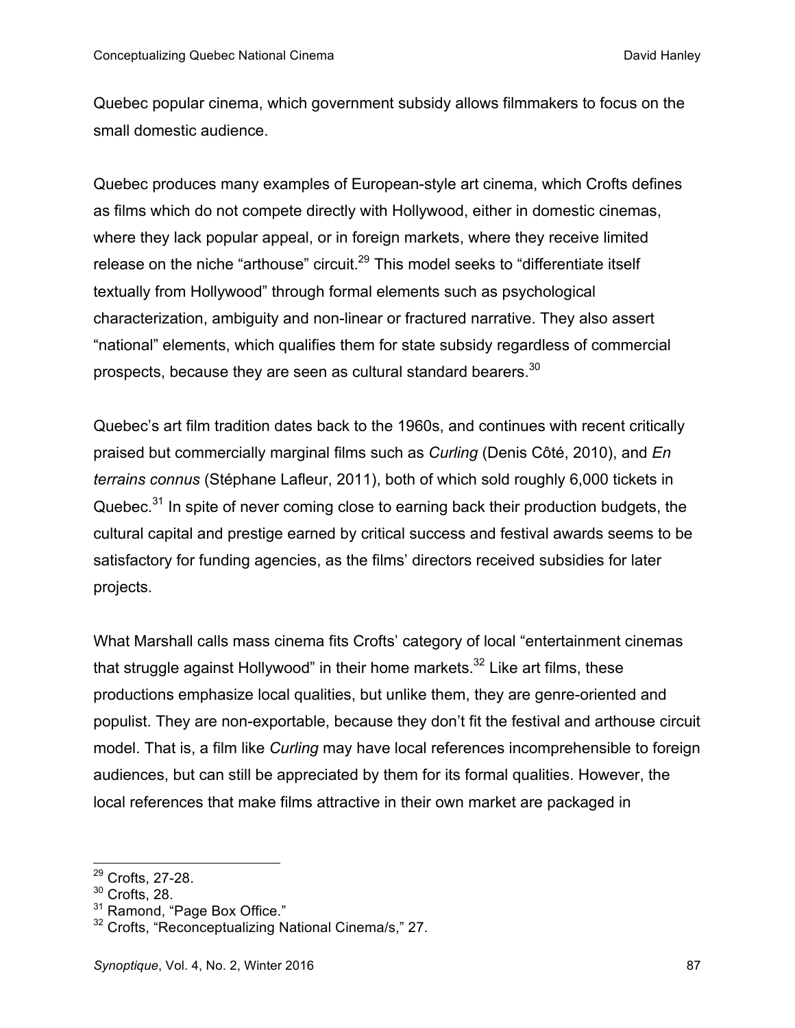Quebec popular cinema, which government subsidy allows filmmakers to focus on the small domestic audience.

Quebec produces many examples of European-style art cinema, which Crofts defines as films which do not compete directly with Hollywood, either in domestic cinemas, where they lack popular appeal, or in foreign markets, where they receive limited release on the niche “arthouse” circuit.[29] This model seeks to “differentiate itself textually from Hollywood” through formal elements such as psychological characterization, ambiguity and non-linear or fractured narrative. They also assert “national” elements, which qualifies them for state subsidy regardless of commercial prospects, because they are seen as cultural standard bearers.[30]

Quebec’s art film tradition dates back to the 1960s, and continues with recent critically praised but commercially marginal films such as *Curling* (Denis Côté, 2010), and *En terrains connus* (Stéphane Lafleur, 2011), both of which sold roughly 6,000 tickets in Quebec.[31] In spite of never coming close to earning back their production budgets, the cultural capital and prestige earned by critical success and festival awards seems to be satisfactory for funding agencies, as the films’ directors received subsidies for later projects.

What Marshall calls mass cinema fits Crofts’ category of local “entertainment cinemas that struggle against Hollywood” in their home markets.[32] Like art films, these productions emphasize local qualities, but unlike them, they are genre-oriented and populist. They are non-exportable, because they don’t fit the festival and arthouse circuit model. That is, a film like *Curling* may have local references incomprehensible to foreign audiences, but can still be appreciated by them for its formal qualities. However, the local references that make films attractive in their own market are packaged in

---

[29] Crofts, 27-28.

[30] Crofts, 28.

[31] Ramond, “Page Box Office.”

[32] Crofts, “Reconceptualizing National Cinema/s,” 27.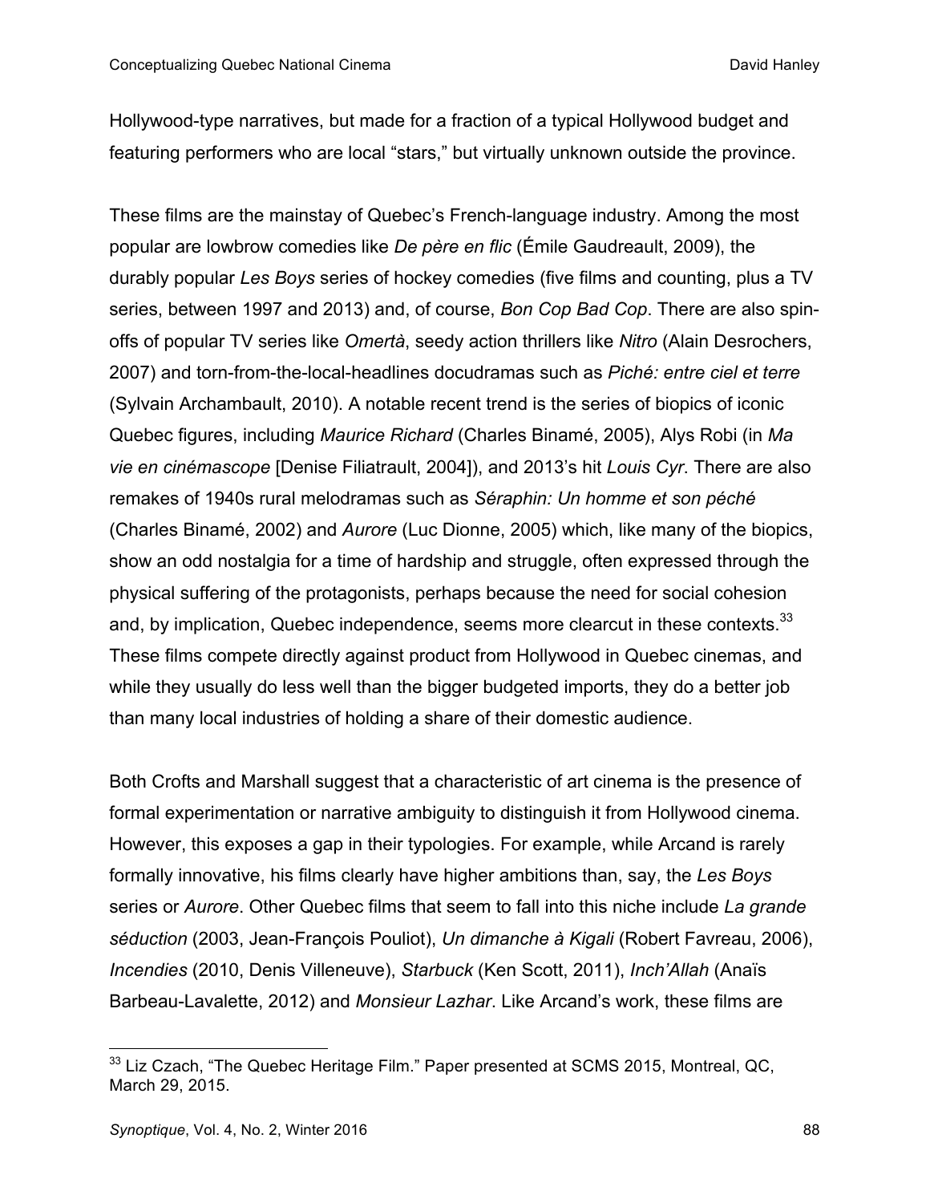Hollywood-type narratives, but made for a fraction of a typical Hollywood budget and featuring performers who are local "stars," but virtually unknown outside the province.

These films are the mainstay of Quebec's French-language industry. Among the most popular are lowbrow comedies like *De père en flic* (Émile Gaudreault, 2009), the durably popular *Les Boys* series of hockey comedies (five films and counting, plus a TV series, between 1997 and 2013) and, of course, *Bon Cop Bad Cop*. There are also spin-offs of popular TV series like *Omertà*, seedy action thrillers like *Nitro* (Alain Desrochers, 2007) and torn-from-the-local-headlines docudramas such as *Piché: entre ciel et terre* (Sylvain Archambault, 2010). A notable recent trend is the series of biopics of iconic Quebec figures, including *Maurice Richard* (Charles Binamé, 2005), Alys Robi (in *Ma vie en cinémascope* [Denise Filiatrault, 2004]), and 2013's hit *Louis Cyr*. There are also remakes of 1940s rural melodramas such as *Séraphin: Un homme et son péché* (Charles Binamé, 2002) and *Aurore* (Luc Dionne, 2005) which, like many of the biopics, show an odd nostalgia for a time of hardship and struggle, often expressed through the physical suffering of the protagonists, perhaps because the need for social cohesion and, by implication, Quebec independence, seems more clearcut in these contexts.[33] These films compete directly against product from Hollywood in Quebec cinemas, and while they usually do less well than the bigger budgeted imports, they do a better job than many local industries of holding a share of their domestic audience.

Both Crofts and Marshall suggest that a characteristic of art cinema is the presence of formal experimentation or narrative ambiguity to distinguish it from Hollywood cinema. However, this exposes a gap in their typologies. For example, while Arcand is rarely formally innovative, his films clearly have higher ambitions than, say, the *Les Boys* series or *Aurore*. Other Quebec films that seem to fall into this niche include *La grande séduction* (2003, Jean-François Pouliot), *Un dimanche à Kigali* (Robert Favreau, 2006), *Incendies* (2010, Denis Villeneuve), *Starbuck* (Ken Scott, 2011), *Inch'Allah* (Anaïs Barbeau-Lavalette, 2012) and *Monsieur Lazhar*. Like Arcand's work, these films are

---

[33] Liz Czach, "The Quebec Heritage Film." Paper presented at SCMS 2015, Montreal, QC, March 29, 2015.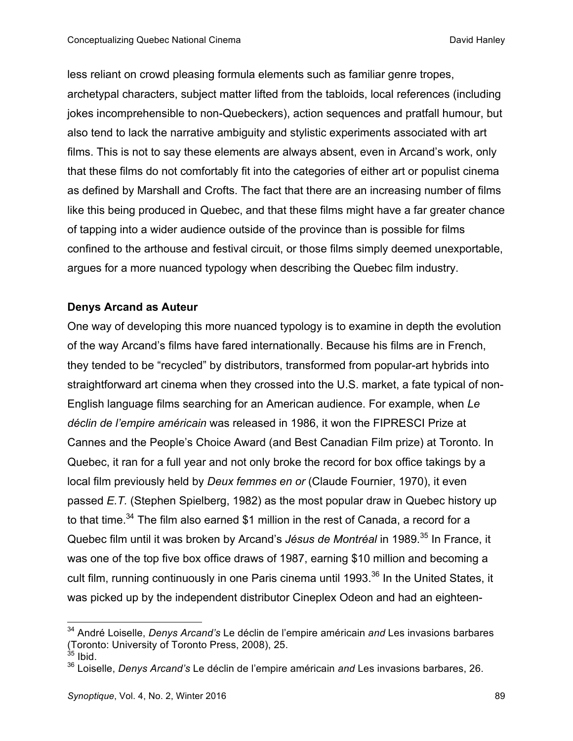less reliant on crowd pleasing formula elements such as familiar genre tropes, archetypal characters, subject matter lifted from the tabloids, local references (including jokes incomprehensible to non-Quebeckers), action sequences and pratfall humour, but also tend to lack the narrative ambiguity and stylistic experiments associated with art films. This is not to say these elements are always absent, even in Arcand's work, only that these films do not comfortably fit into the categories of either art or populist cinema as defined by Marshall and Crofts. The fact that there are an increasing number of films like this being produced in Quebec, and that these films might have a far greater chance of tapping into a wider audience outside of the province than is possible for films confined to the arthouse and festival circuit, or those films simply deemed unexportable, argues for a more nuanced typology when describing the Quebec film industry.

**Denys Arcand as Auteur**

One way of developing this more nuanced typology is to examine in depth the evolution of the way Arcand's films have fared internationally. Because his films are in French, they tended to be "recycled" by distributors, transformed from popular-art hybrids into straightforward art cinema when they crossed into the U.S. market, a fate typical of non-English language films searching for an American audience. For example, when *Le déclin de l'empire américain* was released in 1986, it won the FIPRESCI Prize at Cannes and the People's Choice Award (and Best Canadian Film prize) at Toronto. In Quebec, it ran for a full year and not only broke the record for box office takings by a local film previously held by *Deux femmes en or* (Claude Fournier, 1970), it even passed *E.T.* (Stephen Spielberg, 1982) as the most popular draw in Quebec history up to that time.[34] The film also earned $1 million in the rest of Canada, a record for a Quebec film until it was broken by Arcand's *Jésus de Montréal* in 1989.[35] In France, it was one of the top five box office draws of 1987, earning $10 million and becoming a cult film, running continuously in one Paris cinema until 1993.[36] In the United States, it was picked up by the independent distributor Cineplex Odeon and had an eighteen-

---

[34] André Loiselle, *Denys Arcand's* Le déclin de l'empire américain *and* Les invasions barbares (Toronto: University of Toronto Press, 2008), 25.

[35] Ibid.

[36] Loiselle, *Denys Arcand's* Le déclin de l'empire américain *and* Les invasions barbares, 26.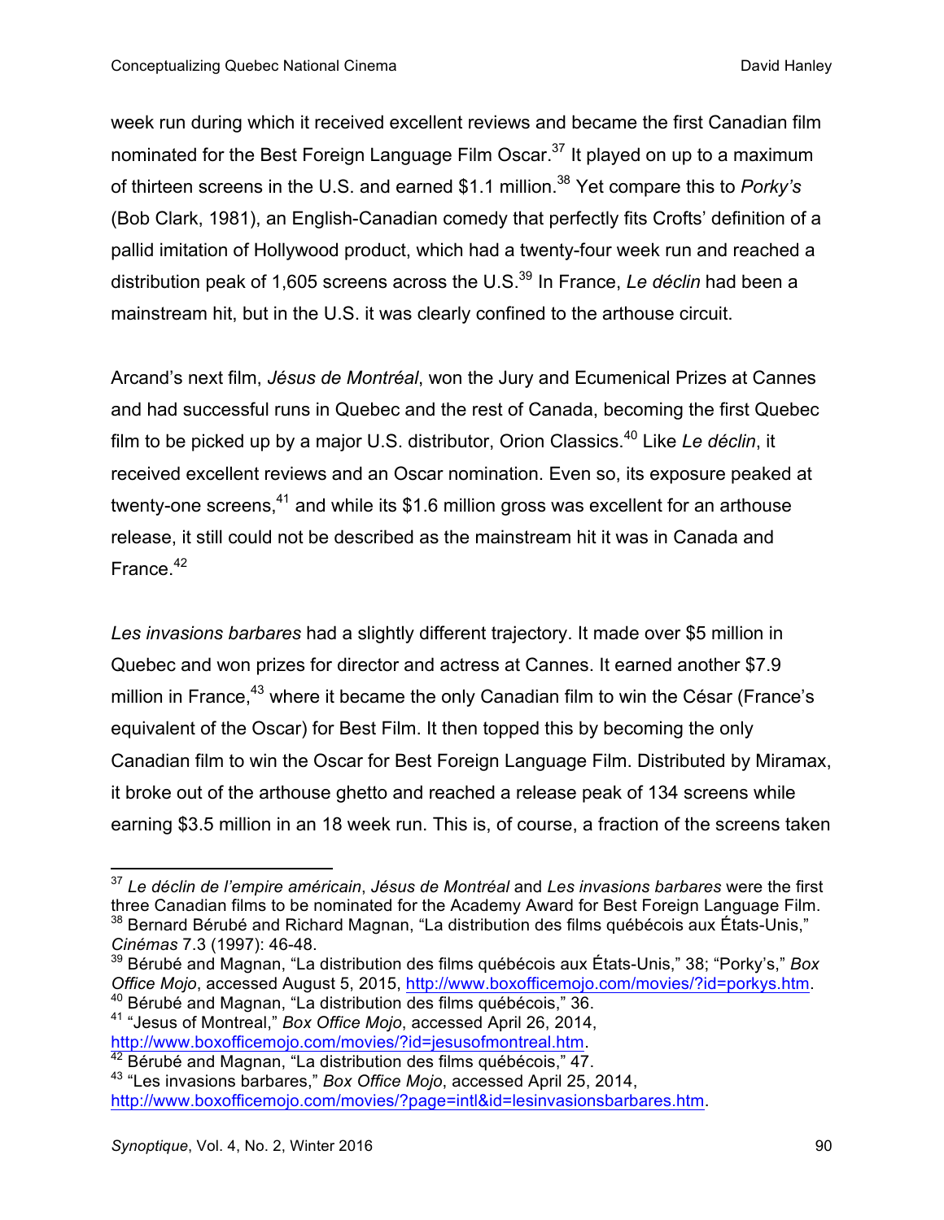week run during which it received excellent reviews and became the first Canadian film nominated for the Best Foreign Language Film Oscar.[37] It played on up to a maximum of thirteen screens in the U.S. and earned $1.1 million.[38] Yet compare this to *Porky's* (Bob Clark, 1981), an English-Canadian comedy that perfectly fits Crofts' definition of a pallid imitation of Hollywood product, which had a twenty-four week run and reached a distribution peak of 1,605 screens across the U.S.[39] In France, *Le déclin* had been a mainstream hit, but in the U.S. it was clearly confined to the arthouse circuit.

Arcand's next film, *Jésus de Montréal*, won the Jury and Ecumenical Prizes at Cannes and had successful runs in Quebec and the rest of Canada, becoming the first Quebec film to be picked up by a major U.S. distributor, Orion Classics.[40] Like *Le déclin*, it received excellent reviews and an Oscar nomination. Even so, its exposure peaked at twenty-one screens,[41] and while its $1.6 million gross was excellent for an arthouse release, it still could not be described as the mainstream hit it was in Canada and France.[42]

*Les invasions barbares* had a slightly different trajectory. It made over $5 million in Quebec and won prizes for director and actress at Cannes. It earned another $7.9 million in France,[43] where it became the only Canadian film to win the César (France's equivalent of the Oscar) for Best Film. It then topped this by becoming the only Canadian film to win the Oscar for Best Foreign Language Film. Distributed by Miramax, it broke out of the arthouse ghetto and reached a release peak of 134 screens while earning $3.5 million in an 18 week run. This is, of course, a fraction of the screens taken

---

[37] *Le déclin de l'empire américain*, *Jésus de Montréal* and *Les invasions barbares* were the first three Canadian films to be nominated for the Academy Award for Best Foreign Language Film.

[38] Bernard Bérubé and Richard Magnan, "La distribution des films québécois aux États-Unis," *Cinémas* 7.3 (1997): 46-48.

[39] Bérubé and Magnan, "La distribution des films québécois aux États-Unis," 38; "Porky's," *Box Office Mojo*, accessed August 5, 2015, http://www.boxofficemojo.com/movies/?id=porkys.htm.

[40] Bérubé and Magnan, "La distribution des films québécois," 36.

[41] "Jesus of Montreal," *Box Office Mojo*, accessed April 26, 2014, http://www.boxofficemojo.com/movies/?id=jesusofmontreal.htm.

[42] Bérubé and Magnan, "La distribution des films québécois," 47.

[43] "Les invasions barbares," *Box Office Mojo*, accessed April 25, 2014, http://www.boxofficemojo.com/movies/?page=intl&id=lesinvasionsbarbares.htm.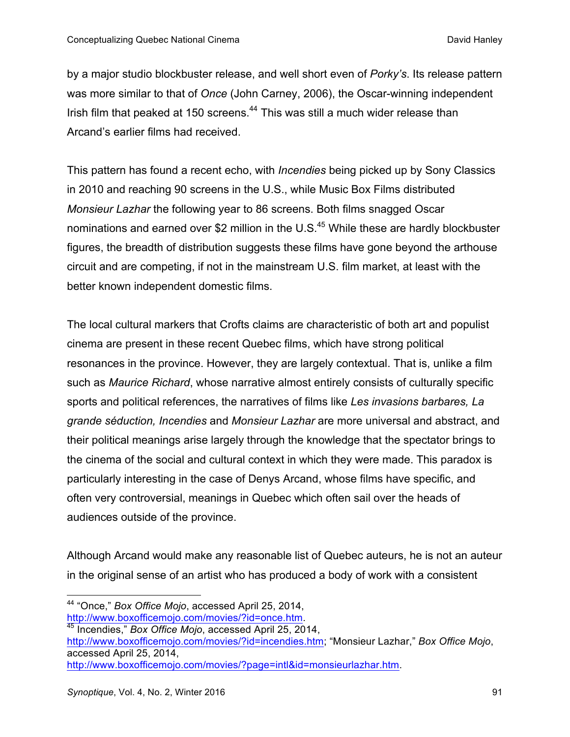by a major studio blockbuster release, and well short even of *Porky's*. Its release pattern was more similar to that of *Once* (John Carney, 2006), the Oscar-winning independent Irish film that peaked at 150 screens.[44] This was still a much wider release than Arcand's earlier films had received.

This pattern has found a recent echo, with *Incendies* being picked up by Sony Classics in 2010 and reaching 90 screens in the U.S., while Music Box Films distributed *Monsieur Lazhar* the following year to 86 screens. Both films snagged Oscar nominations and earned over $2 million in the U.S.[45] While these are hardly blockbuster figures, the breadth of distribution suggests these films have gone beyond the arthouse circuit and are competing, if not in the mainstream U.S. film market, at least with the better known independent domestic films.

The local cultural markers that Crofts claims are characteristic of both art and populist cinema are present in these recent Quebec films, which have strong political resonances in the province. However, they are largely contextual. That is, unlike a film such as *Maurice Richard*, whose narrative almost entirely consists of culturally specific sports and political references, the narratives of films like *Les invasions barbares, La grande séduction, Incendies* and *Monsieur Lazhar* are more universal and abstract, and their political meanings arise largely through the knowledge that the spectator brings to the cinema of the social and cultural context in which they were made. This paradox is particularly interesting in the case of Denys Arcand, whose films have specific, and often very controversial, meanings in Quebec which often sail over the heads of audiences outside of the province.

Although Arcand would make any reasonable list of Quebec auteurs, he is not an auteur in the original sense of an artist who has produced a body of work with a consistent

---

[44] "Once," *Box Office Mojo*, accessed April 25, 2014, http://www.boxofficemojo.com/movies/?id=once.htm.

[45] Incendies," *Box Office Mojo*, accessed April 25, 2014, http://www.boxofficemojo.com/movies/?id=incendies.htm; "Monsieur Lazhar," *Box Office Mojo*, accessed April 25, 2014, http://www.boxofficemojo.com/movies/?page=intl&id=monsieurlazhar.htm.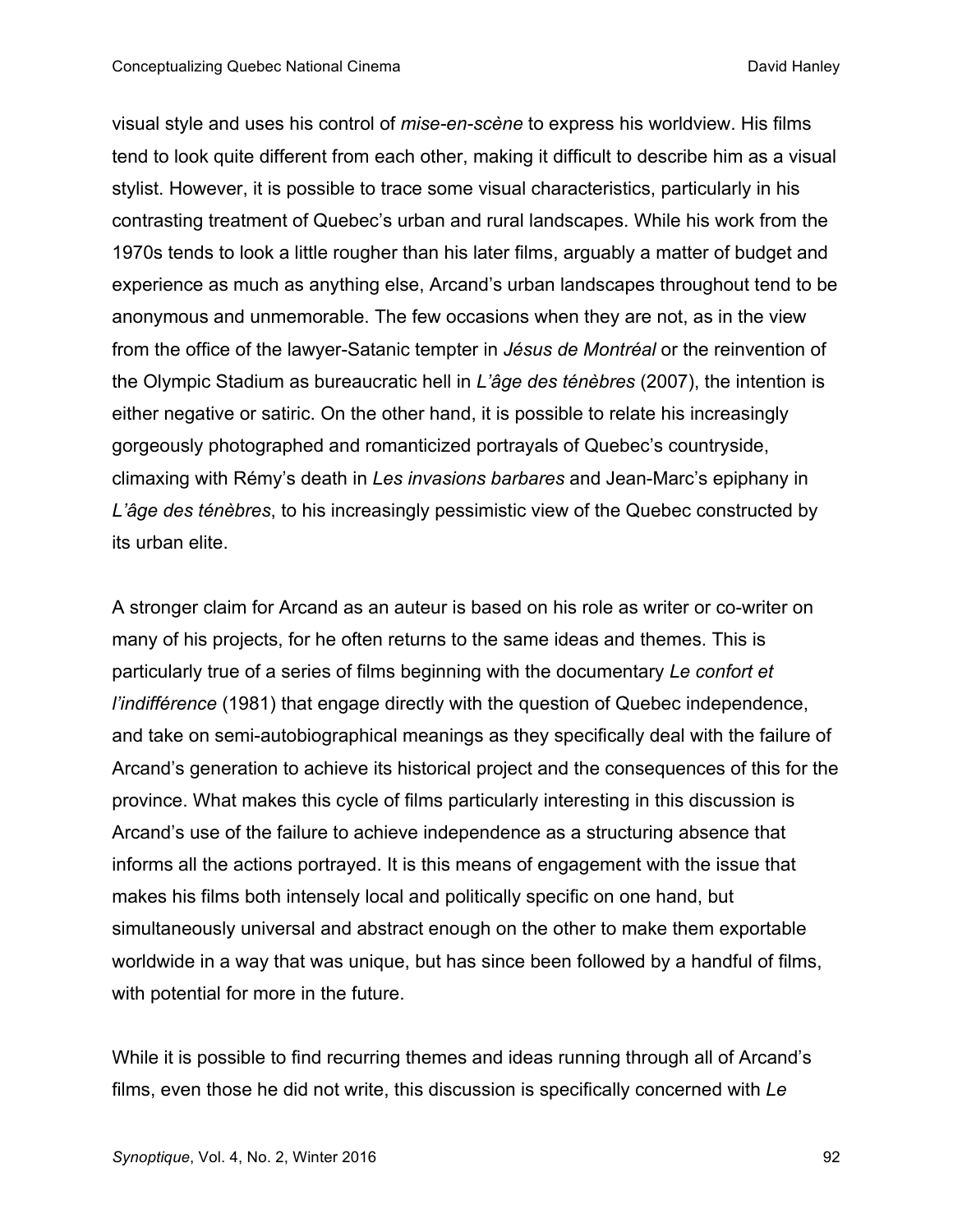visual style and uses his control of *mise-en-scène* to express his worldview. His films tend to look quite different from each other, making it difficult to describe him as a visual stylist. However, it is possible to trace some visual characteristics, particularly in his contrasting treatment of Quebec's urban and rural landscapes. While his work from the 1970s tends to look a little rougher than his later films, arguably a matter of budget and experience as much as anything else, Arcand's urban landscapes throughout tend to be anonymous and unmemorable. The few occasions when they are not, as in the view from the office of the lawyer-Satanic tempter in *Jésus de Montréal* or the reinvention of the Olympic Stadium as bureaucratic hell in *L'âge des ténèbres* (2007), the intention is either negative or satiric. On the other hand, it is possible to relate his increasingly gorgeously photographed and romanticized portrayals of Quebec's countryside, climaxing with Rémy's death in *Les invasions barbares* and Jean-Marc's epiphany in *L'âge des ténèbres*, to his increasingly pessimistic view of the Quebec constructed by its urban elite.

A stronger claim for Arcand as an auteur is based on his role as writer or co-writer on many of his projects, for he often returns to the same ideas and themes. This is particularly true of a series of films beginning with the documentary *Le confort et l'indifférence* (1981) that engage directly with the question of Quebec independence, and take on semi-autobiographical meanings as they specifically deal with the failure of Arcand's generation to achieve its historical project and the consequences of this for the province. What makes this cycle of films particularly interesting in this discussion is Arcand's use of the failure to achieve independence as a structuring absence that informs all the actions portrayed. It is this means of engagement with the issue that makes his films both intensely local and politically specific on one hand, but simultaneously universal and abstract enough on the other to make them exportable worldwide in a way that was unique, but has since been followed by a handful of films, with potential for more in the future.

While it is possible to find recurring themes and ideas running through all of Arcand's films, even those he did not write, this discussion is specifically concerned with *Le*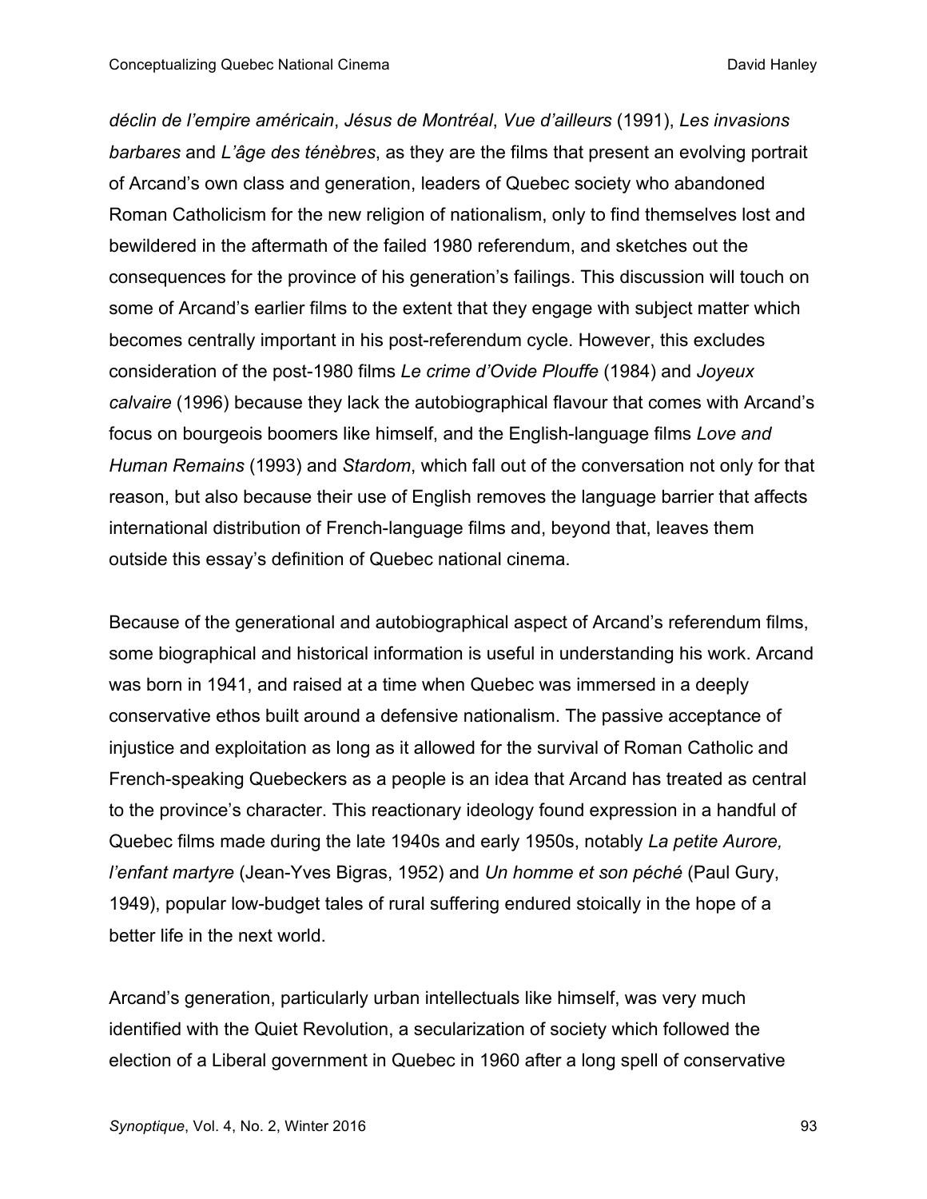*déclin de l'empire américain*, *Jésus de Montréal*, *Vue d'ailleurs* (1991), *Les invasions barbares* and *L'âge des ténèbres*, as they are the films that present an evolving portrait of Arcand's own class and generation, leaders of Quebec society who abandoned Roman Catholicism for the new religion of nationalism, only to find themselves lost and bewildered in the aftermath of the failed 1980 referendum, and sketches out the consequences for the province of his generation's failings. This discussion will touch on some of Arcand's earlier films to the extent that they engage with subject matter which becomes centrally important in his post-referendum cycle. However, this excludes consideration of the post-1980 films *Le crime d'Ovide Plouffe* (1984) and *Joyeux calvaire* (1996) because they lack the autobiographical flavour that comes with Arcand's focus on bourgeois boomers like himself, and the English-language films *Love and Human Remains* (1993) and *Stardom*, which fall out of the conversation not only for that reason, but also because their use of English removes the language barrier that affects international distribution of French-language films and, beyond that, leaves them outside this essay's definition of Quebec national cinema.

Because of the generational and autobiographical aspect of Arcand's referendum films, some biographical and historical information is useful in understanding his work. Arcand was born in 1941, and raised at a time when Quebec was immersed in a deeply conservative ethos built around a defensive nationalism. The passive acceptance of injustice and exploitation as long as it allowed for the survival of Roman Catholic and French-speaking Quebeckers as a people is an idea that Arcand has treated as central to the province's character. This reactionary ideology found expression in a handful of Quebec films made during the late 1940s and early 1950s, notably *La petite Aurore, l'enfant martyre* (Jean-Yves Bigras, 1952) and *Un homme et son péché* (Paul Gury, 1949), popular low-budget tales of rural suffering endured stoically in the hope of a better life in the next world.

Arcand's generation, particularly urban intellectuals like himself, was very much identified with the Quiet Revolution, a secularization of society which followed the election of a Liberal government in Quebec in 1960 after a long spell of conservative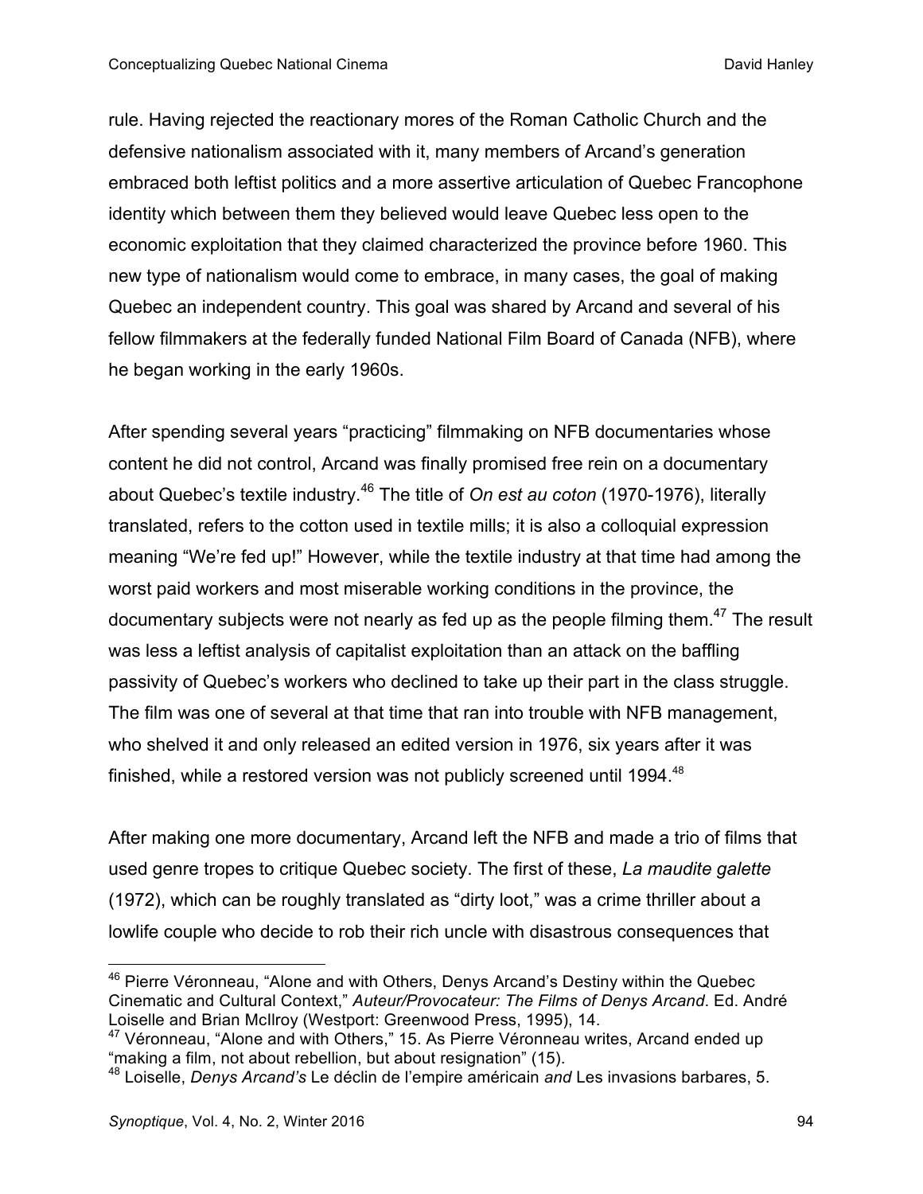rule. Having rejected the reactionary mores of the Roman Catholic Church and the defensive nationalism associated with it, many members of Arcand's generation embraced both leftist politics and a more assertive articulation of Quebec Francophone identity which between them they believed would leave Quebec less open to the economic exploitation that they claimed characterized the province before 1960. This new type of nationalism would come to embrace, in many cases, the goal of making Quebec an independent country. This goal was shared by Arcand and several of his fellow filmmakers at the federally funded National Film Board of Canada (NFB), where he began working in the early 1960s.

After spending several years "practicing" filmmaking on NFB documentaries whose content he did not control, Arcand was finally promised free rein on a documentary about Quebec's textile industry.[46] The title of *On est au coton* (1970-1976), literally translated, refers to the cotton used in textile mills; it is also a colloquial expression meaning "We're fed up!" However, while the textile industry at that time had among the worst paid workers and most miserable working conditions in the province, the documentary subjects were not nearly as fed up as the people filming them.[47] The result was less a leftist analysis of capitalist exploitation than an attack on the baffling passivity of Quebec's workers who declined to take up their part in the class struggle. The film was one of several at that time that ran into trouble with NFB management, who shelved it and only released an edited version in 1976, six years after it was finished, while a restored version was not publicly screened until 1994.[48]

After making one more documentary, Arcand left the NFB and made a trio of films that used genre tropes to critique Quebec society. The first of these, *La maudite galette* (1972), which can be roughly translated as "dirty loot," was a crime thriller about a lowlife couple who decide to rob their rich uncle with disastrous consequences that

---

[46] Pierre Véronneau, "Alone and with Others, Denys Arcand's Destiny within the Quebec Cinematic and Cultural Context," *Auteur/Provocateur: The Films of Denys Arcand*. Ed. André Loiselle and Brian McIlroy (Westport: Greenwood Press, 1995), 14.

[47] Véronneau, "Alone and with Others," 15. As Pierre Véronneau writes, Arcand ended up "making a film, not about rebellion, but about resignation" (15).

[48] Loiselle, *Denys Arcand's* Le déclin de l'empire américain *and* Les invasions barbares, 5.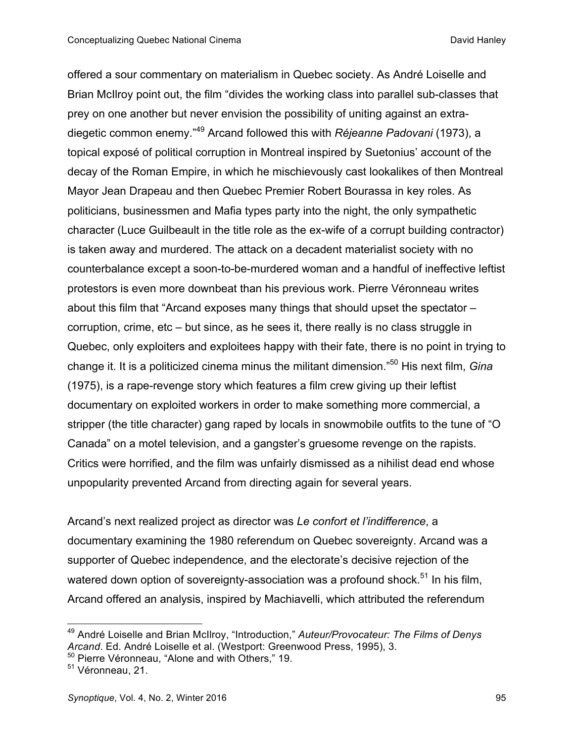offered a sour commentary on materialism in Quebec society. As André Loiselle and Brian McIlroy point out, the film "divides the working class into parallel sub-classes that prey on one another but never envision the possibility of uniting against an extra-diegetic common enemy."[49] Arcand followed this with *Réjeanne Padovani* (1973), a topical exposé of political corruption in Montreal inspired by Suetonius' account of the decay of the Roman Empire, in which he mischievously cast lookalikes of then Montreal Mayor Jean Drapeau and then Quebec Premier Robert Bourassa in key roles. As politicians, businessmen and Mafia types party into the night, the only sympathetic character (Luce Guilbeault in the title role as the ex-wife of a corrupt building contractor) is taken away and murdered. The attack on a decadent materialist society with no counterbalance except a soon-to-be-murdered woman and a handful of ineffective leftist protestors is even more downbeat than his previous work. Pierre Véronneau writes about this film that "Arcand exposes many things that should upset the spectator – corruption, crime, etc – but since, as he sees it, there really is no class struggle in Quebec, only exploiters and exploitees happy with their fate, there is no point in trying to change it. It is a politicized cinema minus the militant dimension."[50] His next film, *Gina* (1975), is a rape-revenge story which features a film crew giving up their leftist documentary on exploited workers in order to make something more commercial, a stripper (the title character) gang raped by locals in snowmobile outfits to the tune of "O Canada" on a motel television, and a gangster's gruesome revenge on the rapists. Critics were horrified, and the film was unfairly dismissed as a nihilist dead end whose unpopularity prevented Arcand from directing again for several years.

Arcand's next realized project as director was *Le confort et l'indifference*, a documentary examining the 1980 referendum on Quebec sovereignty. Arcand was a supporter of Quebec independence, and the electorate's decisive rejection of the watered down option of sovereignty-association was a profound shock.[51] In his film, Arcand offered an analysis, inspired by Machiavelli, which attributed the referendum

---

[49] André Loiselle and Brian McIlroy, "Introduction," *Auteur/Provocateur: The Films of Denys Arcand*. Ed. André Loiselle et al. (Westport: Greenwood Press, 1995), 3.

[50] Pierre Véronneau, "Alone and with Others," 19.

[51] Véronneau, 21.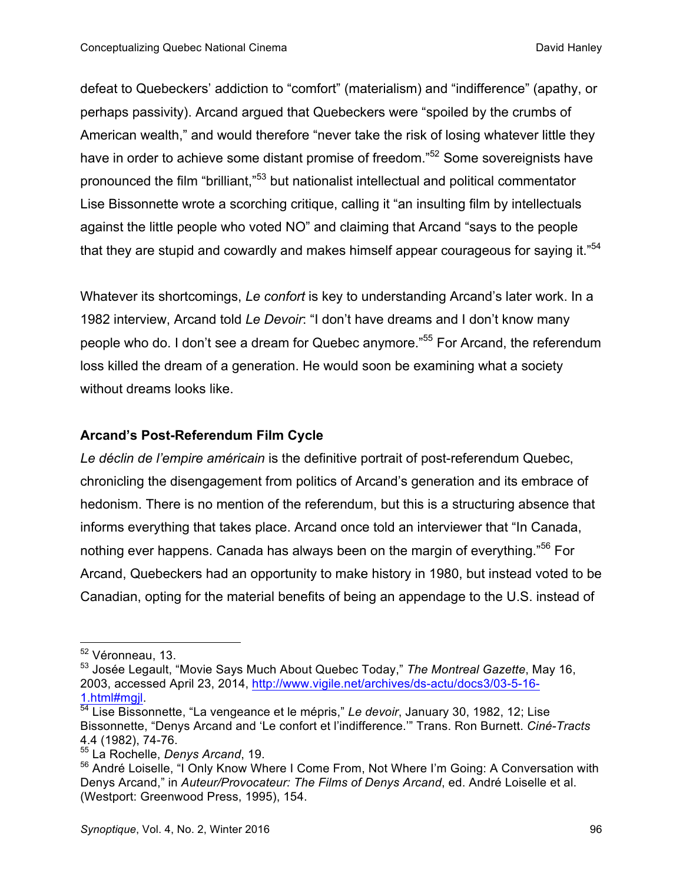defeat to Quebeckers' addiction to "comfort" (materialism) and "indifference" (apathy, or perhaps passivity). Arcand argued that Quebeckers were "spoiled by the crumbs of American wealth," and would therefore "never take the risk of losing whatever little they have in order to achieve some distant promise of freedom."[52] Some sovereignists have pronounced the film "brilliant,"[53] but nationalist intellectual and political commentator Lise Bissonnette wrote a scorching critique, calling it "an insulting film by intellectuals against the little people who voted NO" and claiming that Arcand "says to the people that they are stupid and cowardly and makes himself appear courageous for saying it."[54]

Whatever its shortcomings, *Le confort* is key to understanding Arcand's later work. In a 1982 interview, Arcand told *Le Devoir*: "I don't have dreams and I don't know many people who do. I don't see a dream for Quebec anymore."[55] For Arcand, the referendum loss killed the dream of a generation. He would soon be examining what a society without dreams looks like.

## Arcand's Post-Referendum Film Cycle

*Le déclin de l'empire américain* is the definitive portrait of post-referendum Quebec, chronicling the disengagement from politics of Arcand's generation and its embrace of hedonism. There is no mention of the referendum, but this is a structuring absence that informs everything that takes place. Arcand once told an interviewer that "In Canada, nothing ever happens. Canada has always been on the margin of everything."[56] For Arcand, Quebeckers had an opportunity to make history in 1980, but instead voted to be Canadian, opting for the material benefits of being an appendage to the U.S. instead of

---

[52] Véronneau, 13.

[53] Josée Legault, "Movie Says Much About Quebec Today," *The Montreal Gazette*, May 16, 2003, accessed April 23, 2014, http://www.vigile.net/archives/ds-actu/docs3/03-5-16-1.html#mgjl.

[54] Lise Bissonnette, "La vengeance et le mépris," *Le devoir*, January 30, 1982, 12; Lise Bissonnette, "Denys Arcand and 'Le confort et l'indifference.'" Trans. Ron Burnett. *Ciné-Tracts* 4.4 (1982), 74-76.

[55] La Rochelle, *Denys Arcand*, 19.

[56] André Loiselle, "I Only Know Where I Come From, Not Where I'm Going: A Conversation with Denys Arcand," in *Auteur/Provocateur: The Films of Denys Arcand*, ed. André Loiselle et al. (Westport: Greenwood Press, 1995), 154.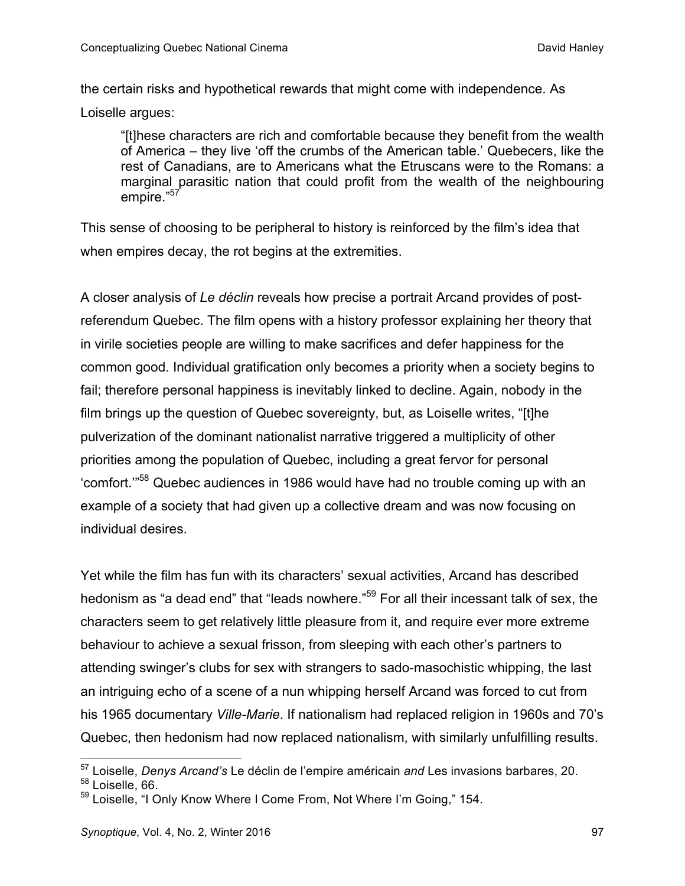the certain risks and hypothetical rewards that might come with independence. As Loiselle argues:

> "[t]hese characters are rich and comfortable because they benefit from the wealth of America – they live 'off the crumbs of the American table.' Quebecers, like the rest of Canadians, are to Americans what the Etruscans were to the Romans: a marginal parasitic nation that could profit from the wealth of the neighbouring empire."[57]

This sense of choosing to be peripheral to history is reinforced by the film's idea that when empires decay, the rot begins at the extremities.

A closer analysis of *Le déclin* reveals how precise a portrait Arcand provides of post-referendum Quebec. The film opens with a history professor explaining her theory that in virile societies people are willing to make sacrifices and defer happiness for the common good. Individual gratification only becomes a priority when a society begins to fail; therefore personal happiness is inevitably linked to decline. Again, nobody in the film brings up the question of Quebec sovereignty, but, as Loiselle writes, "[t]he pulverization of the dominant nationalist narrative triggered a multiplicity of other priorities among the population of Quebec, including a great fervor for personal 'comfort.'"[58] Quebec audiences in 1986 would have had no trouble coming up with an example of a society that had given up a collective dream and was now focusing on individual desires.

Yet while the film has fun with its characters' sexual activities, Arcand has described hedonism as "a dead end" that "leads nowhere."[59] For all their incessant talk of sex, the characters seem to get relatively little pleasure from it, and require ever more extreme behaviour to achieve a sexual frisson, from sleeping with each other's partners to attending swinger's clubs for sex with strangers to sado-masochistic whipping, the last an intriguing echo of a scene of a nun whipping herself Arcand was forced to cut from his 1965 documentary *Ville-Marie*. If nationalism had replaced religion in 1960s and 70's Quebec, then hedonism had now replaced nationalism, with similarly unfulfilling results.

---

[57] Loiselle, *Denys Arcand's* Le déclin de l'empire américain *and* Les invasions barbares, 20.

[58] Loiselle, 66.

[59] Loiselle, "I Only Know Where I Come From, Not Where I'm Going," 154.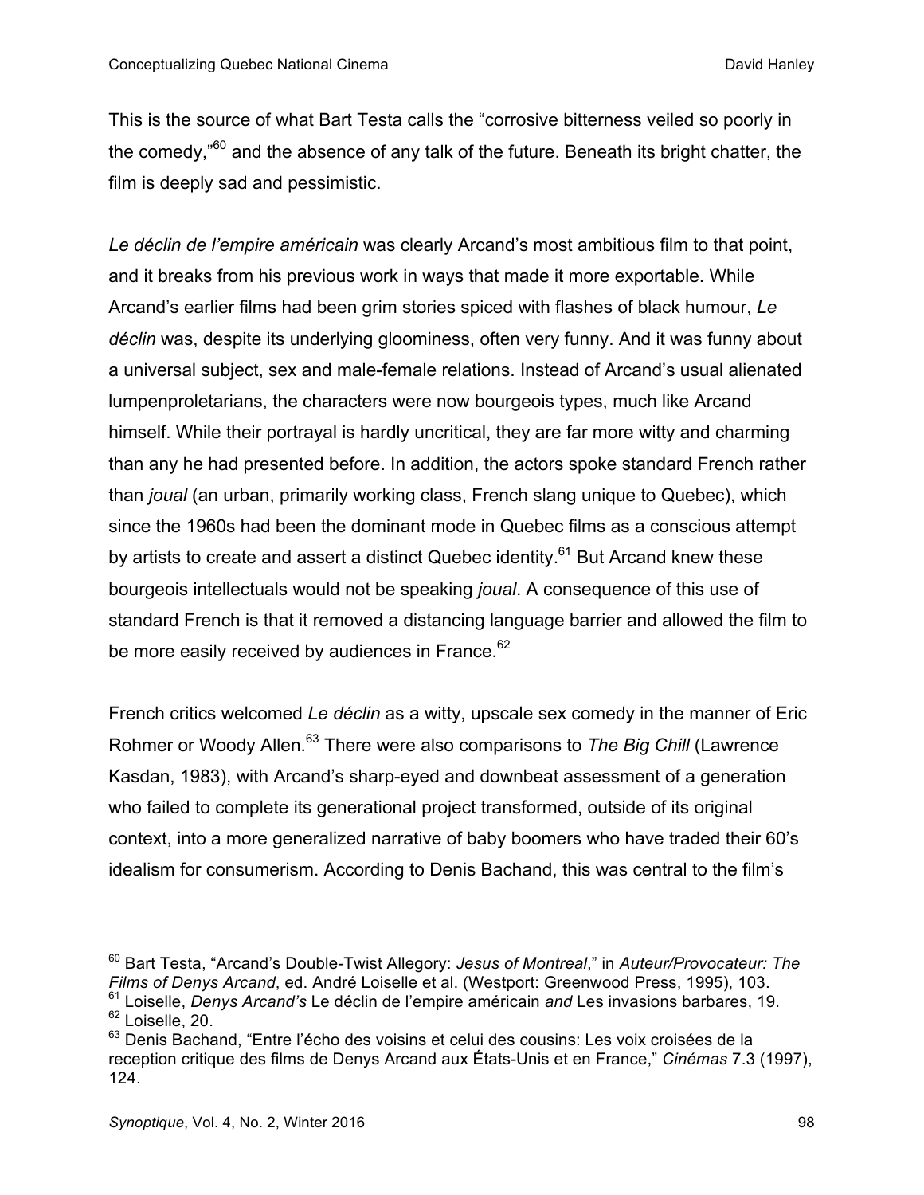This is the source of what Bart Testa calls the "corrosive bitterness veiled so poorly in the comedy,"[60] and the absence of any talk of the future. Beneath its bright chatter, the film is deeply sad and pessimistic.

*Le déclin de l'empire américain* was clearly Arcand's most ambitious film to that point, and it breaks from his previous work in ways that made it more exportable. While Arcand's earlier films had been grim stories spiced with flashes of black humour, *Le déclin* was, despite its underlying gloominess, often very funny. And it was funny about a universal subject, sex and male-female relations. Instead of Arcand's usual alienated lumpenproletarians, the characters were now bourgeois types, much like Arcand himself. While their portrayal is hardly uncritical, they are far more witty and charming than any he had presented before. In addition, the actors spoke standard French rather than *joual* (an urban, primarily working class, French slang unique to Quebec), which since the 1960s had been the dominant mode in Quebec films as a conscious attempt by artists to create and assert a distinct Quebec identity.[61] But Arcand knew these bourgeois intellectuals would not be speaking *joual*. A consequence of this use of standard French is that it removed a distancing language barrier and allowed the film to be more easily received by audiences in France.[62]

French critics welcomed *Le déclin* as a witty, upscale sex comedy in the manner of Eric Rohmer or Woody Allen.[63] There were also comparisons to *The Big Chill* (Lawrence Kasdan, 1983), with Arcand's sharp-eyed and downbeat assessment of a generation who failed to complete its generational project transformed, outside of its original context, into a more generalized narrative of baby boomers who have traded their 60's idealism for consumerism. According to Denis Bachand, this was central to the film's

---

[60] Bart Testa, "Arcand's Double-Twist Allegory: *Jesus of Montreal*," in *Auteur/Provocateur: The Films of Denys Arcand*, ed. André Loiselle et al. (Westport: Greenwood Press, 1995), 103.

[61] Loiselle, *Denys Arcand's* Le déclin de l'empire américain *and* Les invasions barbares, 19.

[62] Loiselle, 20.

[63] Denis Bachand, "Entre l'écho des voisins et celui des cousins: Les voix croisées de la reception critique des films de Denys Arcand aux États-Unis et en France," *Cinémas* 7.3 (1997), 124.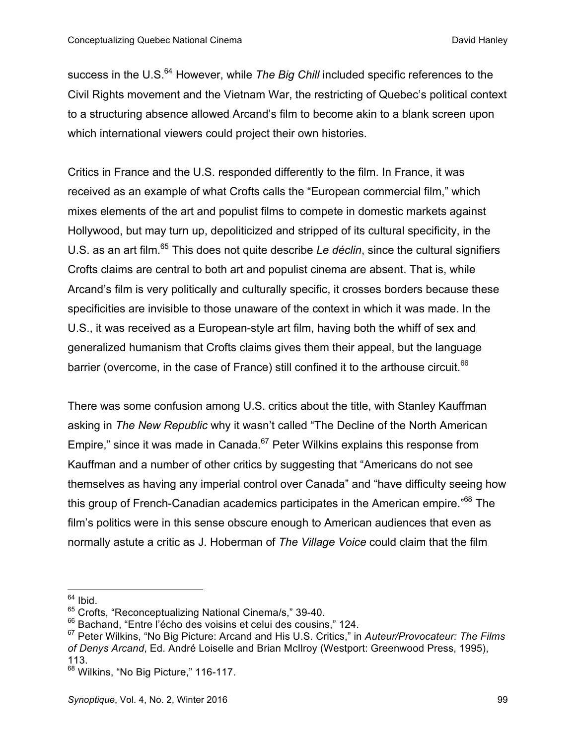success in the U.S.[64] However, while *The Big Chill* included specific references to the Civil Rights movement and the Vietnam War, the restricting of Quebec's political context to a structuring absence allowed Arcand's film to become akin to a blank screen upon which international viewers could project their own histories.

Critics in France and the U.S. responded differently to the film. In France, it was received as an example of what Crofts calls the "European commercial film," which mixes elements of the art and populist films to compete in domestic markets against Hollywood, but may turn up, depoliticized and stripped of its cultural specificity, in the U.S. as an art film.[65] This does not quite describe *Le déclin*, since the cultural signifiers Crofts claims are central to both art and populist cinema are absent. That is, while Arcand's film is very politically and culturally specific, it crosses borders because these specificities are invisible to those unaware of the context in which it was made. In the U.S., it was received as a European-style art film, having both the whiff of sex and generalized humanism that Crofts claims gives them their appeal, but the language barrier (overcome, in the case of France) still confined it to the arthouse circuit.[66]

There was some confusion among U.S. critics about the title, with Stanley Kauffman asking in *The New Republic* why it wasn't called "The Decline of the North American Empire," since it was made in Canada.[67] Peter Wilkins explains this response from Kauffman and a number of other critics by suggesting that "Americans do not see themselves as having any imperial control over Canada" and "have difficulty seeing how this group of French-Canadian academics participates in the American empire."[68] The film's politics were in this sense obscure enough to American audiences that even as normally astute a critic as J. Hoberman of *The Village Voice* could claim that the film

---

[64] Ibid.

[65] Crofts, "Reconceptualizing National Cinema/s," 39-40.

[66] Bachand, "Entre l'écho des voisins et celui des cousins," 124.

[67] Peter Wilkins, "No Big Picture: Arcand and His U.S. Critics," in *Auteur/Provocateur: The Films of Denys Arcand*, Ed. André Loiselle and Brian McIlroy (Westport: Greenwood Press, 1995), 113.

[68] Wilkins, "No Big Picture," 116-117.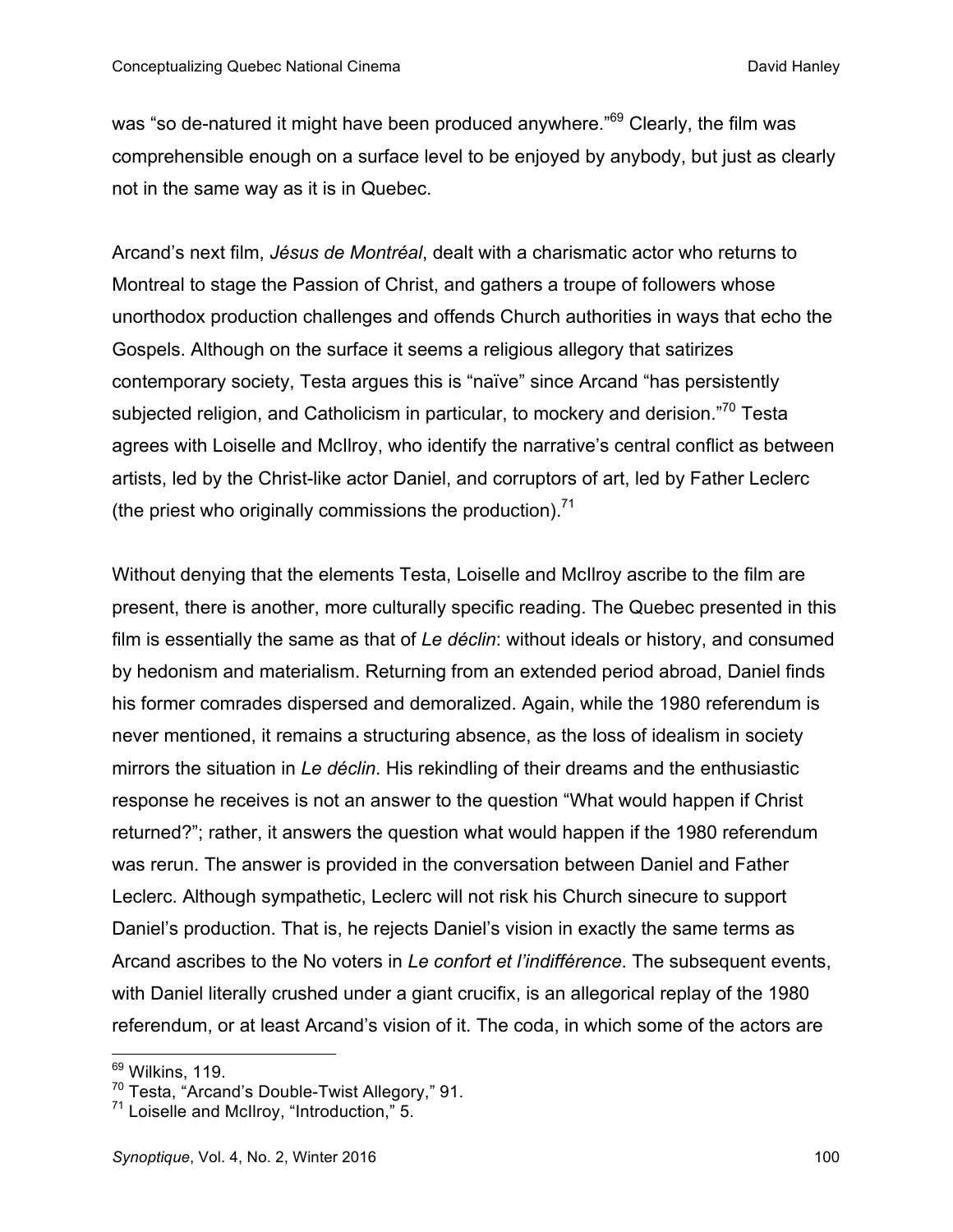was "so de-natured it might have been produced anywhere."[69] Clearly, the film was comprehensible enough on a surface level to be enjoyed by anybody, but just as clearly not in the same way as it is in Quebec.

Arcand's next film, *Jésus de Montréal*, dealt with a charismatic actor who returns to Montreal to stage the Passion of Christ, and gathers a troupe of followers whose unorthodox production challenges and offends Church authorities in ways that echo the Gospels. Although on the surface it seems a religious allegory that satirizes contemporary society, Testa argues this is "naïve" since Arcand "has persistently subjected religion, and Catholicism in particular, to mockery and derision."[70] Testa agrees with Loiselle and McIlroy, who identify the narrative's central conflict as between artists, led by the Christ-like actor Daniel, and corruptors of art, led by Father Leclerc (the priest who originally commissions the production).[71]

Without denying that the elements Testa, Loiselle and McIlroy ascribe to the film are present, there is another, more culturally specific reading. The Quebec presented in this film is essentially the same as that of *Le déclin*: without ideals or history, and consumed by hedonism and materialism. Returning from an extended period abroad, Daniel finds his former comrades dispersed and demoralized. Again, while the 1980 referendum is never mentioned, it remains a structuring absence, as the loss of idealism in society mirrors the situation in *Le déclin*. His rekindling of their dreams and the enthusiastic response he receives is not an answer to the question "What would happen if Christ returned?"; rather, it answers the question what would happen if the 1980 referendum was rerun. The answer is provided in the conversation between Daniel and Father Leclerc. Although sympathetic, Leclerc will not risk his Church sinecure to support Daniel's production. That is, he rejects Daniel's vision in exactly the same terms as Arcand ascribes to the No voters in *Le confort et l'indifférence*. The subsequent events, with Daniel literally crushed under a giant crucifix, is an allegorical replay of the 1980 referendum, or at least Arcand's vision of it. The coda, in which some of the actors are

---

[69] Wilkins, 119.

[70] Testa, "Arcand's Double-Twist Allegory," 91.

[71] Loiselle and McIlroy, "Introduction," 5.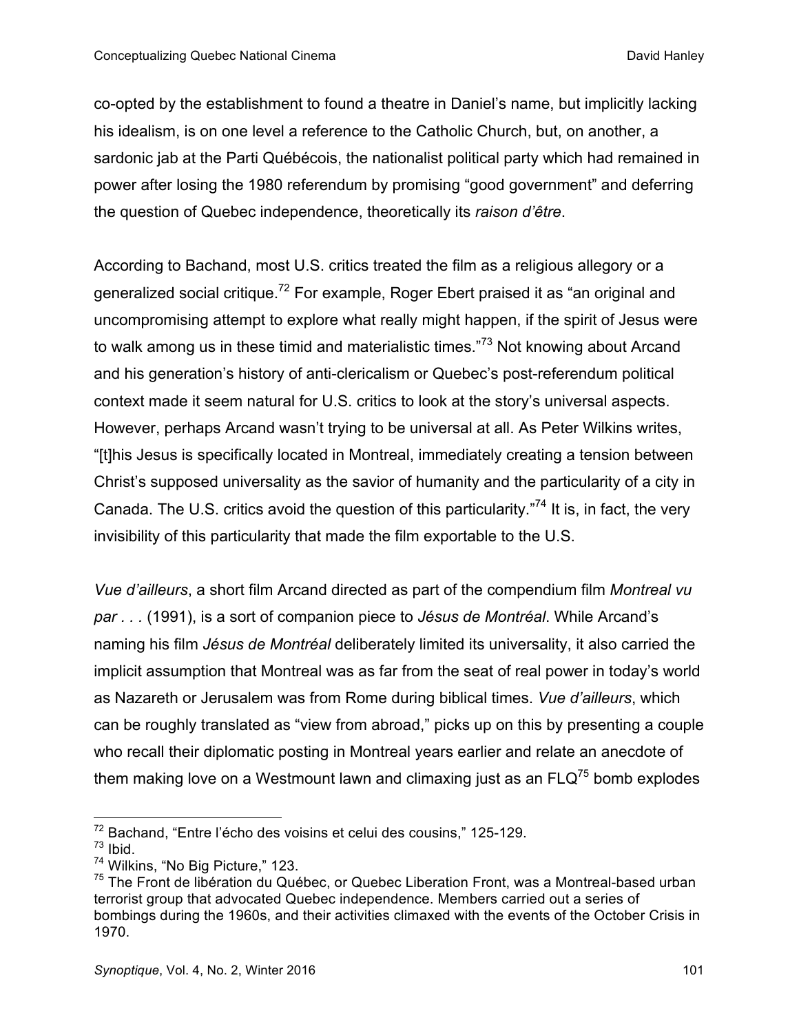co-opted by the establishment to found a theatre in Daniel's name, but implicitly lacking his idealism, is on one level a reference to the Catholic Church, but, on another, a sardonic jab at the Parti Québécois, the nationalist political party which had remained in power after losing the 1980 referendum by promising "good government" and deferring the question of Quebec independence, theoretically its *raison d'être*.

According to Bachand, most U.S. critics treated the film as a religious allegory or a generalized social critique.[72] For example, Roger Ebert praised it as "an original and uncompromising attempt to explore what really might happen, if the spirit of Jesus were to walk among us in these timid and materialistic times."[73] Not knowing about Arcand and his generation's history of anti-clericalism or Quebec's post-referendum political context made it seem natural for U.S. critics to look at the story's universal aspects. However, perhaps Arcand wasn't trying to be universal at all. As Peter Wilkins writes, "[t]his Jesus is specifically located in Montreal, immediately creating a tension between Christ's supposed universality as the savior of humanity and the particularity of a city in Canada. The U.S. critics avoid the question of this particularity."[74] It is, in fact, the very invisibility of this particularity that made the film exportable to the U.S.

*Vue d'ailleurs*, a short film Arcand directed as part of the compendium film *Montreal vu par . . .* (1991), is a sort of companion piece to *Jésus de Montréal*. While Arcand's naming his film *Jésus de Montréal* deliberately limited its universality, it also carried the implicit assumption that Montreal was as far from the seat of real power in today's world as Nazareth or Jerusalem was from Rome during biblical times. *Vue d'ailleurs*, which can be roughly translated as "view from abroad," picks up on this by presenting a couple who recall their diplomatic posting in Montreal years earlier and relate an anecdote of them making love on a Westmount lawn and climaxing just as an FLQ[75] bomb explodes

---

[72] Bachand, "Entre l'écho des voisins et celui des cousins," 125-129.

[73] Ibid.

[74] Wilkins, "No Big Picture," 123.

[75] The Front de libération du Québec, or Quebec Liberation Front, was a Montreal-based urban terrorist group that advocated Quebec independence. Members carried out a series of bombings during the 1960s, and their activities climaxed with the events of the October Crisis in 1970.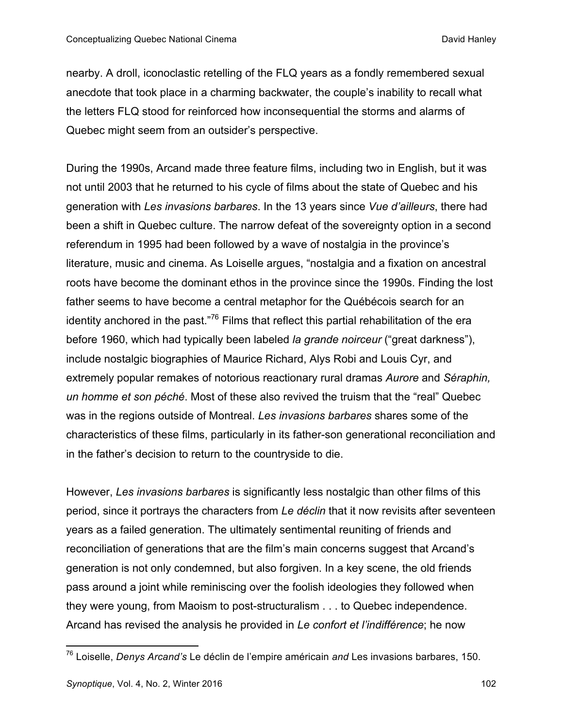nearby. A droll, iconoclastic retelling of the FLQ years as a fondly remembered sexual anecdote that took place in a charming backwater, the couple's inability to recall what the letters FLQ stood for reinforced how inconsequential the storms and alarms of Quebec might seem from an outsider's perspective.

During the 1990s, Arcand made three feature films, including two in English, but it was not until 2003 that he returned to his cycle of films about the state of Quebec and his generation with *Les invasions barbares*. In the 13 years since *Vue d'ailleurs*, there had been a shift in Quebec culture. The narrow defeat of the sovereignty option in a second referendum in 1995 had been followed by a wave of nostalgia in the province's literature, music and cinema. As Loiselle argues, "nostalgia and a fixation on ancestral roots have become the dominant ethos in the province since the 1990s. Finding the lost father seems to have become a central metaphor for the Québécois search for an identity anchored in the past."[76] Films that reflect this partial rehabilitation of the era before 1960, which had typically been labeled *la grande noirceur* ("great darkness"), include nostalgic biographies of Maurice Richard, Alys Robi and Louis Cyr, and extremely popular remakes of notorious reactionary rural dramas *Aurore* and *Séraphin, un homme et son péché*. Most of these also revived the truism that the "real" Quebec was in the regions outside of Montreal. *Les invasions barbares* shares some of the characteristics of these films, particularly in its father-son generational reconciliation and in the father's decision to return to the countryside to die.

However, *Les invasions barbares* is significantly less nostalgic than other films of this period, since it portrays the characters from *Le déclin* that it now revisits after seventeen years as a failed generation. The ultimately sentimental reuniting of friends and reconciliation of generations that are the film's main concerns suggest that Arcand's generation is not only condemned, but also forgiven. In a key scene, the old friends pass around a joint while reminiscing over the foolish ideologies they followed when they were young, from Maoism to post-structuralism . . . to Quebec independence. Arcand has revised the analysis he provided in *Le confort et l'indifférence*; he now

[76] Loiselle, *Denys Arcand's* Le déclin de l'empire américain *and* Les invasions barbares, 150.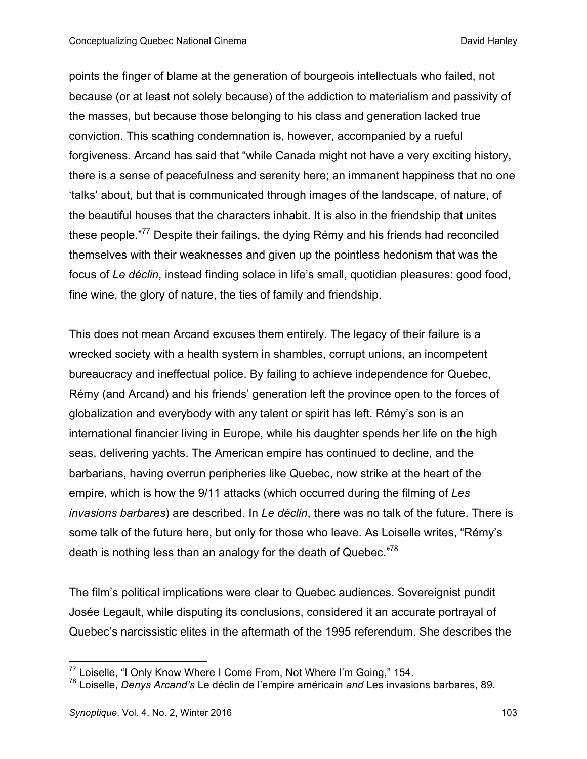points the finger of blame at the generation of bourgeois intellectuals who failed, not because (or at least not solely because) of the addiction to materialism and passivity of the masses, but because those belonging to his class and generation lacked true conviction. This scathing condemnation is, however, accompanied by a rueful forgiveness. Arcand has said that "while Canada might not have a very exciting history, there is a sense of peacefulness and serenity here; an immanent happiness that no one 'talks' about, but that is communicated through images of the landscape, of nature, of the beautiful houses that the characters inhabit. It is also in the friendship that unites these people."[77] Despite their failings, the dying Rémy and his friends had reconciled themselves with their weaknesses and given up the pointless hedonism that was the focus of *Le déclin*, instead finding solace in life's small, quotidian pleasures: good food, fine wine, the glory of nature, the ties of family and friendship.

This does not mean Arcand excuses them entirely. The legacy of their failure is a wrecked society with a health system in shambles, corrupt unions, an incompetent bureaucracy and ineffectual police. By failing to achieve independence for Quebec, Rémy (and Arcand) and his friends' generation left the province open to the forces of globalization and everybody with any talent or spirit has left. Rémy's son is an international financier living in Europe, while his daughter spends her life on the high seas, delivering yachts. The American empire has continued to decline, and the barbarians, having overrun peripheries like Quebec, now strike at the heart of the empire, which is how the 9/11 attacks (which occurred during the filming of *Les invasions barbares*) are described. In *Le déclin*, there was no talk of the future. There is some talk of the future here, but only for those who leave. As Loiselle writes, "Rémy's death is nothing less than an analogy for the death of Quebec."[78]

The film's political implications were clear to Quebec audiences. Sovereignist pundit Josée Legault, while disputing its conclusions, considered it an accurate portrayal of Quebec's narcissistic elites in the aftermath of the 1995 referendum. She describes the

---

[77] Loiselle, "I Only Know Where I Come From, Not Where I'm Going," 154.

[78] Loiselle, *Denys Arcand's* Le déclin de l'empire américain *and* Les invasions barbares, 89.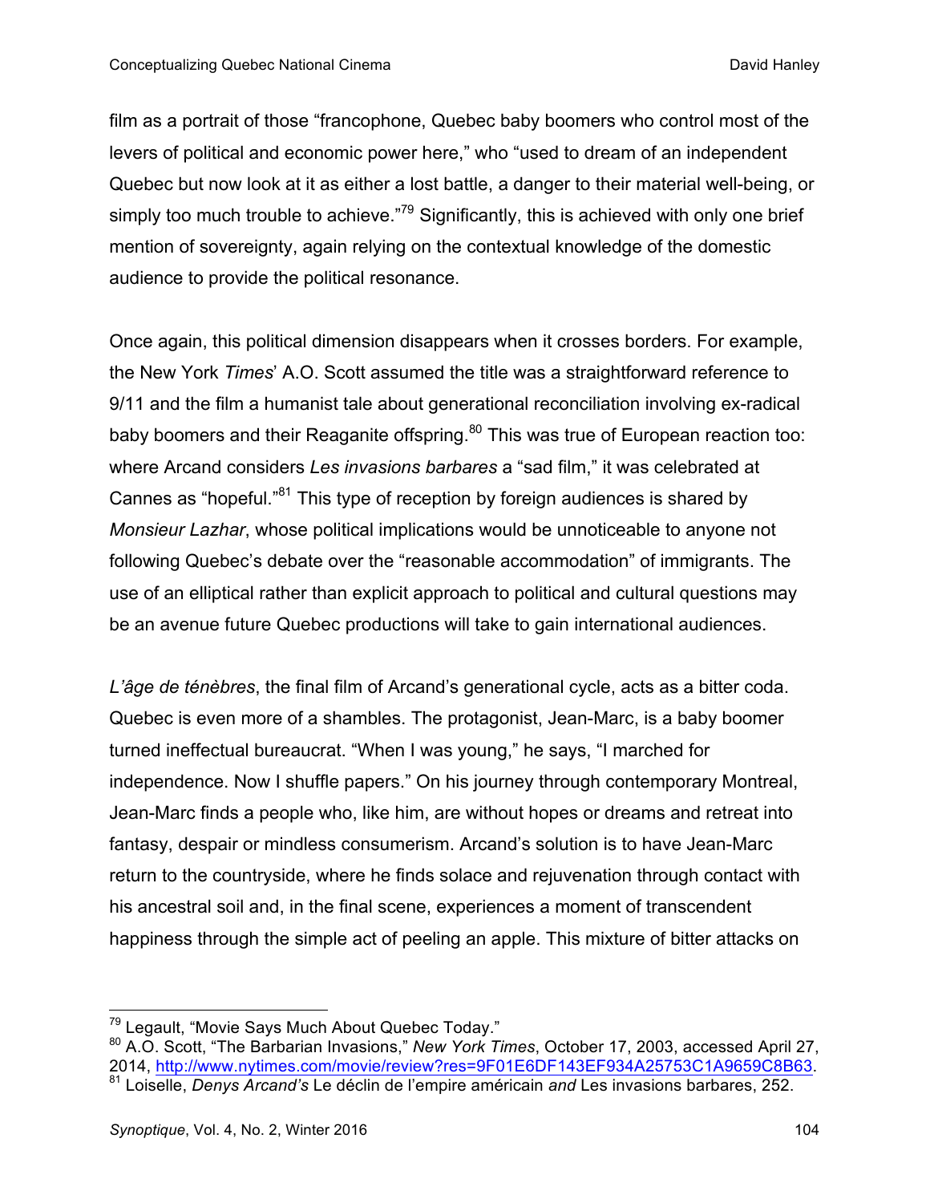film as a portrait of those "francophone, Quebec baby boomers who control most of the levers of political and economic power here," who "used to dream of an independent Quebec but now look at it as either a lost battle, a danger to their material well-being, or simply too much trouble to achieve."[79] Significantly, this is achieved with only one brief mention of sovereignty, again relying on the contextual knowledge of the domestic audience to provide the political resonance.

Once again, this political dimension disappears when it crosses borders. For example, the New York *Times*' A.O. Scott assumed the title was a straightforward reference to 9/11 and the film a humanist tale about generational reconciliation involving ex-radical baby boomers and their Reaganite offspring.[80] This was true of European reaction too: where Arcand considers *Les invasions barbares* a "sad film," it was celebrated at Cannes as "hopeful."[81] This type of reception by foreign audiences is shared by *Monsieur Lazhar*, whose political implications would be unnoticeable to anyone not following Quebec's debate over the "reasonable accommodation" of immigrants. The use of an elliptical rather than explicit approach to political and cultural questions may be an avenue future Quebec productions will take to gain international audiences.

*L'âge de ténèbres*, the final film of Arcand's generational cycle, acts as a bitter coda. Quebec is even more of a shambles. The protagonist, Jean-Marc, is a baby boomer turned ineffectual bureaucrat. "When I was young," he says, "I marched for independence. Now I shuffle papers." On his journey through contemporary Montreal, Jean-Marc finds a people who, like him, are without hopes or dreams and retreat into fantasy, despair or mindless consumerism. Arcand's solution is to have Jean-Marc return to the countryside, where he finds solace and rejuvenation through contact with his ancestral soil and, in the final scene, experiences a moment of transcendent happiness through the simple act of peeling an apple. This mixture of bitter attacks on

---

[79] Legault, "Movie Says Much About Quebec Today."

[80] A.O. Scott, "The Barbarian Invasions," *New York Times*, October 17, 2003, accessed April 27, 2014, http://www.nytimes.com/movie/review?res=9F01E6DF143EF934A25753C1A9659C8B63.

[81] Loiselle, *Denys Arcand's* Le déclin de l'empire américain *and* Les invasions barbares, 252.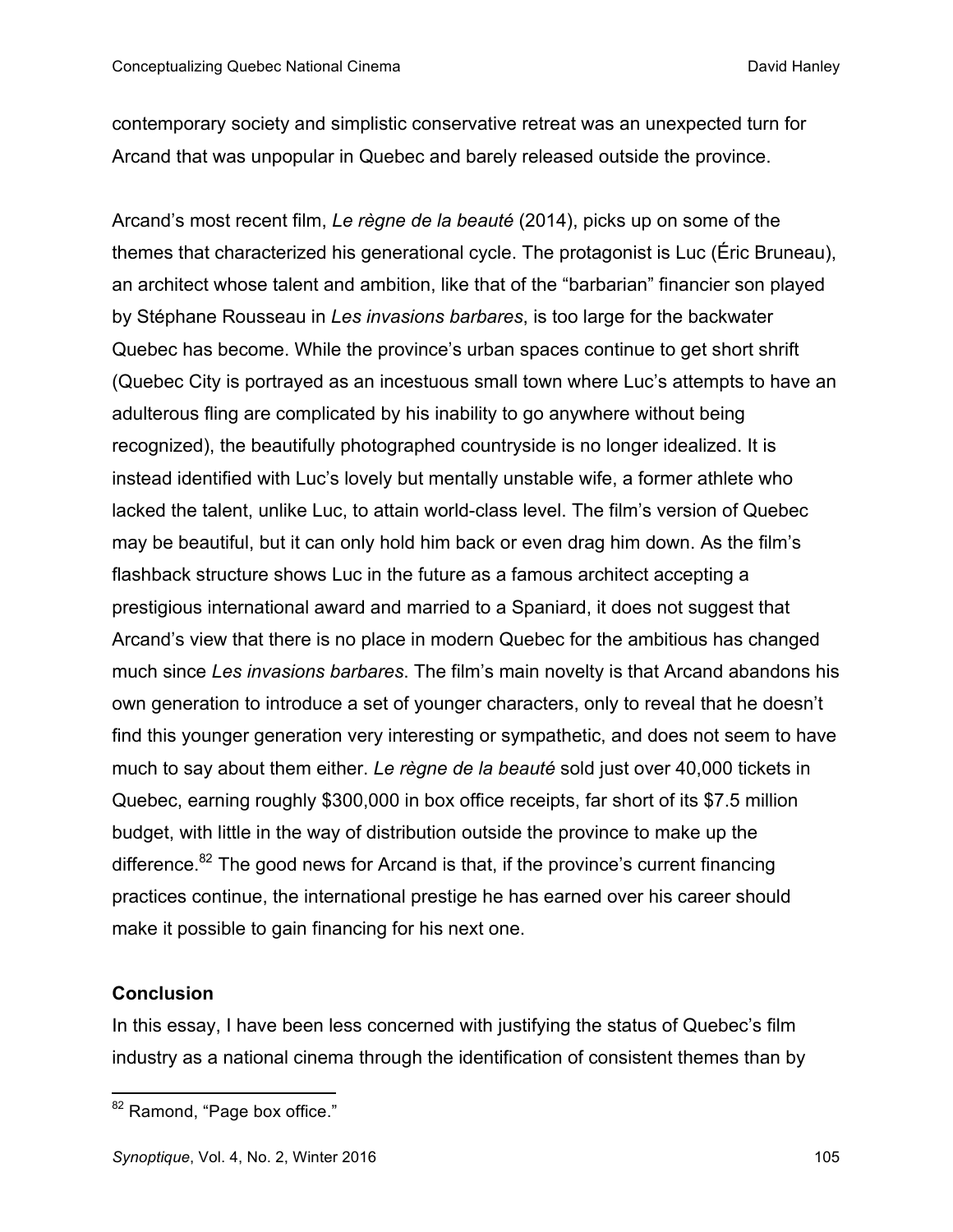contemporary society and simplistic conservative retreat was an unexpected turn for Arcand that was unpopular in Quebec and barely released outside the province.

Arcand's most recent film, *Le règne de la beauté* (2014), picks up on some of the themes that characterized his generational cycle. The protagonist is Luc (Éric Bruneau), an architect whose talent and ambition, like that of the "barbarian" financier son played by Stéphane Rousseau in *Les invasions barbares*, is too large for the backwater Quebec has become. While the province's urban spaces continue to get short shrift (Quebec City is portrayed as an incestuous small town where Luc's attempts to have an adulterous fling are complicated by his inability to go anywhere without being recognized), the beautifully photographed countryside is no longer idealized. It is instead identified with Luc's lovely but mentally unstable wife, a former athlete who lacked the talent, unlike Luc, to attain world-class level. The film's version of Quebec may be beautiful, but it can only hold him back or even drag him down. As the film's flashback structure shows Luc in the future as a famous architect accepting a prestigious international award and married to a Spaniard, it does not suggest that Arcand's view that there is no place in modern Quebec for the ambitious has changed much since *Les invasions barbares*. The film's main novelty is that Arcand abandons his own generation to introduce a set of younger characters, only to reveal that he doesn't find this younger generation very interesting or sympathetic, and does not seem to have much to say about them either. *Le règne de la beauté* sold just over 40,000 tickets in Quebec, earning roughly $300,000 in box office receipts, far short of its $7.5 million budget, with little in the way of distribution outside the province to make up the difference.[82] The good news for Arcand is that, if the province's current financing practices continue, the international prestige he has earned over his career should make it possible to gain financing for his next one.

**Conclusion**

In this essay, I have been less concerned with justifying the status of Quebec's film industry as a national cinema through the identification of consistent themes than by

---

[82] Ramond, "Page box office."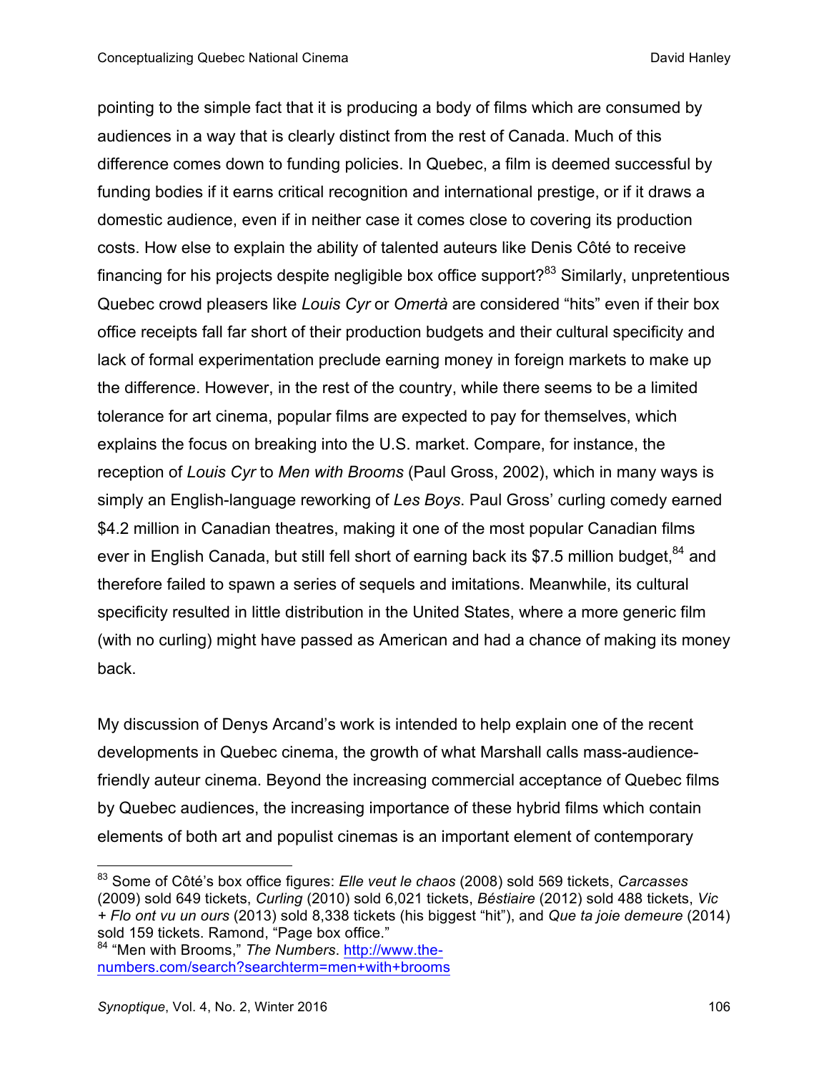pointing to the simple fact that it is producing a body of films which are consumed by audiences in a way that is clearly distinct from the rest of Canada. Much of this difference comes down to funding policies. In Quebec, a film is deemed successful by funding bodies if it earns critical recognition and international prestige, or if it draws a domestic audience, even if in neither case it comes close to covering its production costs. How else to explain the ability of talented auteurs like Denis Côté to receive financing for his projects despite negligible box office support?[83] Similarly, unpretentious Quebec crowd pleasers like *Louis Cyr* or *Omertà* are considered "hits" even if their box office receipts fall far short of their production budgets and their cultural specificity and lack of formal experimentation preclude earning money in foreign markets to make up the difference. However, in the rest of the country, while there seems to be a limited tolerance for art cinema, popular films are expected to pay for themselves, which explains the focus on breaking into the U.S. market. Compare, for instance, the reception of *Louis Cyr* to *Men with Brooms* (Paul Gross, 2002), which in many ways is simply an English-language reworking of *Les Boys*. Paul Gross' curling comedy earned $4.2 million in Canadian theatres, making it one of the most popular Canadian films ever in English Canada, but still fell short of earning back its $7.5 million budget,[84] and therefore failed to spawn a series of sequels and imitations. Meanwhile, its cultural specificity resulted in little distribution in the United States, where a more generic film (with no curling) might have passed as American and had a chance of making its money back.

My discussion of Denys Arcand's work is intended to help explain one of the recent developments in Quebec cinema, the growth of what Marshall calls mass-audience-friendly auteur cinema. Beyond the increasing commercial acceptance of Quebec films by Quebec audiences, the increasing importance of these hybrid films which contain elements of both art and populist cinemas is an important element of contemporary

---

[83] Some of Côté's box office figures: *Elle veut le chaos* (2008) sold 569 tickets, *Carcasses* (2009) sold 649 tickets, *Curling* (2010) sold 6,021 tickets, *Béstiaire* (2012) sold 488 tickets, *Vic + Flo ont vu un ours* (2013) sold 8,338 tickets (his biggest "hit"), and *Que ta joie demeure* (2014) sold 159 tickets. Ramond, "Page box office."

[84] "Men with Brooms," *The Numbers*. http://www.the-numbers.com/search?searchterm=men+with+brooms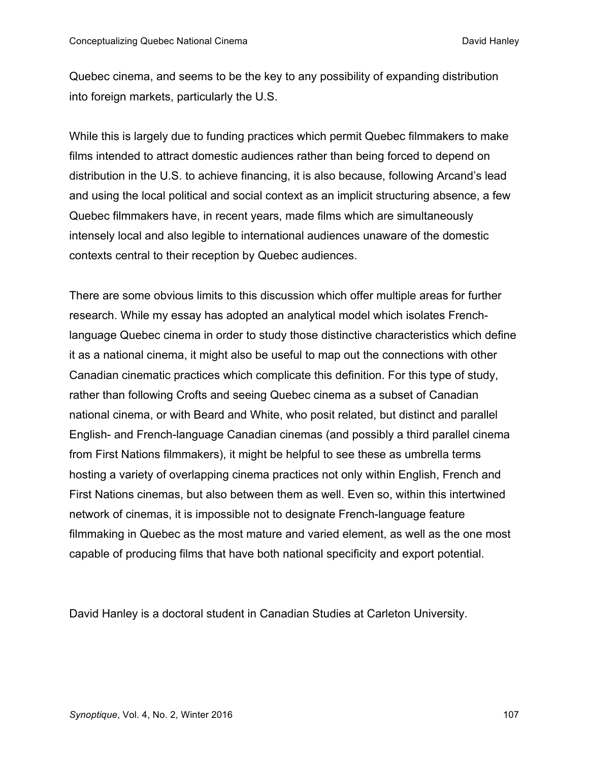Quebec cinema, and seems to be the key to any possibility of expanding distribution into foreign markets, particularly the U.S.

While this is largely due to funding practices which permit Quebec filmmakers to make films intended to attract domestic audiences rather than being forced to depend on distribution in the U.S. to achieve financing, it is also because, following Arcand's lead and using the local political and social context as an implicit structuring absence, a few Quebec filmmakers have, in recent years, made films which are simultaneously intensely local and also legible to international audiences unaware of the domestic contexts central to their reception by Quebec audiences.

There are some obvious limits to this discussion which offer multiple areas for further research. While my essay has adopted an analytical model which isolates French-language Quebec cinema in order to study those distinctive characteristics which define it as a national cinema, it might also be useful to map out the connections with other Canadian cinematic practices which complicate this definition. For this type of study, rather than following Crofts and seeing Quebec cinema as a subset of Canadian national cinema, or with Beard and White, who posit related, but distinct and parallel English- and French-language Canadian cinemas (and possibly a third parallel cinema from First Nations filmmakers), it might be helpful to see these as umbrella terms hosting a variety of overlapping cinema practices not only within English, French and First Nations cinemas, but also between them as well. Even so, within this intertwined network of cinemas, it is impossible not to designate French-language feature filmmaking in Quebec as the most mature and varied element, as well as the one most capable of producing films that have both national specificity and export potential.

David Hanley is a doctoral student in Canadian Studies at Carleton University.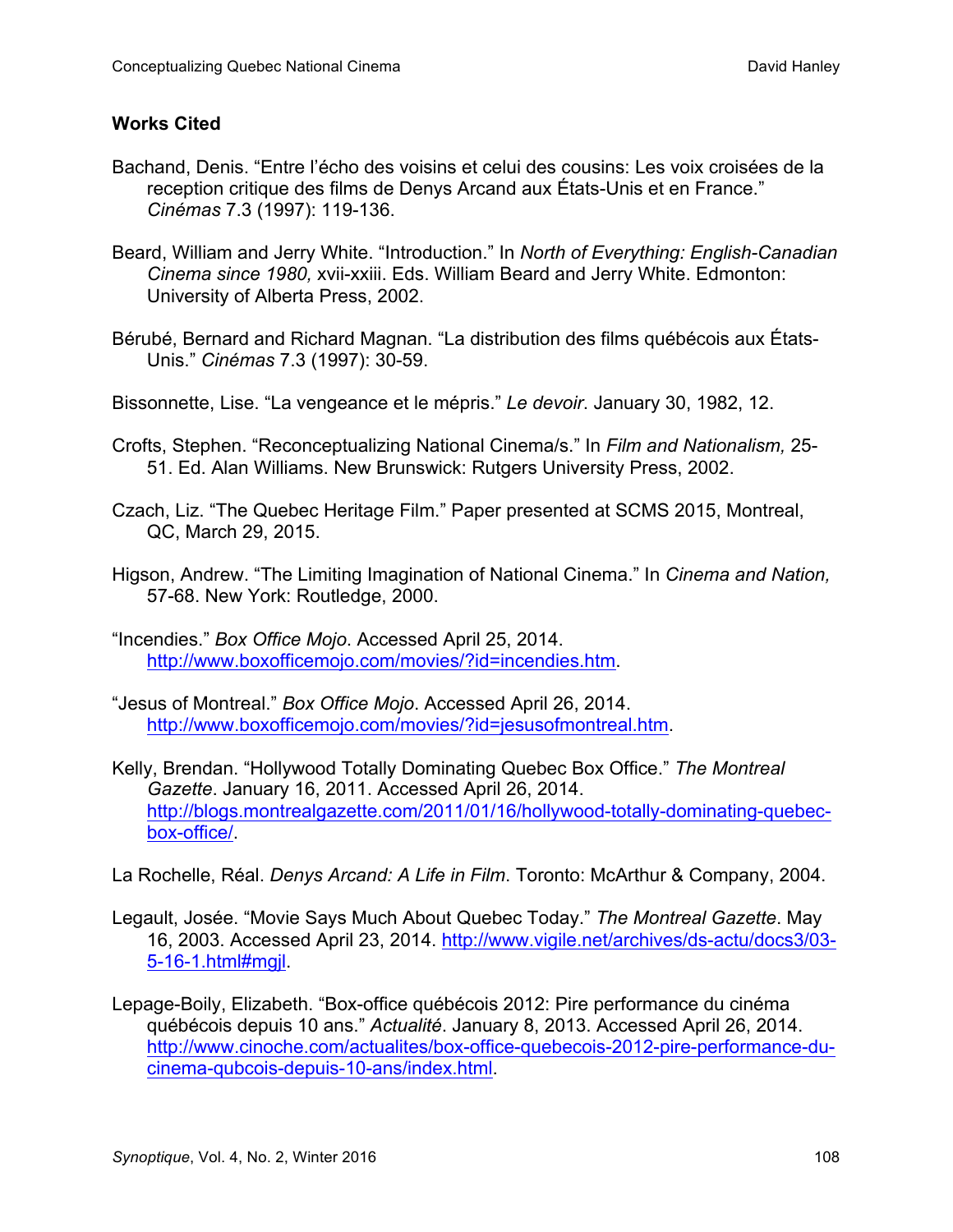## Works Cited

Bachand, Denis. "Entre l'écho des voisins et celui des cousins: Les voix croisées de la reception critique des films de Denys Arcand aux États-Unis et en France." *Cinémas* 7.3 (1997): 119-136.

Beard, William and Jerry White. "Introduction." In *North of Everything: English-Canadian Cinema since 1980,* xvii-xxiii. Eds. William Beard and Jerry White. Edmonton: University of Alberta Press, 2002.

Bérubé, Bernard and Richard Magnan. "La distribution des films québécois aux États-Unis." *Cinémas* 7.3 (1997): 30-59.

Bissonnette, Lise. "La vengeance et le mépris." *Le devoir*. January 30, 1982, 12.

Crofts, Stephen. "Reconceptualizing National Cinema/s." In *Film and Nationalism,* 25-51. Ed. Alan Williams. New Brunswick: Rutgers University Press, 2002.

Czach, Liz. "The Quebec Heritage Film." Paper presented at SCMS 2015, Montreal, QC, March 29, 2015.

Higson, Andrew. "The Limiting Imagination of National Cinema." In *Cinema and Nation,* 57-68. New York: Routledge, 2000.

"Incendies." *Box Office Mojo*. Accessed April 25, 2014. http://www.boxofficemojo.com/movies/?id=incendies.htm.

"Jesus of Montreal." *Box Office Mojo*. Accessed April 26, 2014. http://www.boxofficemojo.com/movies/?id=jesusofmontreal.htm.

Kelly, Brendan. "Hollywood Totally Dominating Quebec Box Office." *The Montreal Gazette*. January 16, 2011. Accessed April 26, 2014. http://blogs.montrealgazette.com/2011/01/16/hollywood-totally-dominating-quebec-box-office/.

La Rochelle, Réal. *Denys Arcand: A Life in Film*. Toronto: McArthur & Company, 2004.

Legault, Josée. "Movie Says Much About Quebec Today." *The Montreal Gazette*. May 16, 2003. Accessed April 23, 2014. http://www.vigile.net/archives/ds-actu/docs3/03-5-16-1.html#mgjl.

Lepage-Boily, Elizabeth. "Box-office québécois 2012: Pire performance du cinéma québécois depuis 10 ans." *Actualité*. January 8, 2013. Accessed April 26, 2014. http://www.cinoche.com/actualites/box-office-quebecois-2012-pire-performance-du-cinema-qubcois-depuis-10-ans/index.html.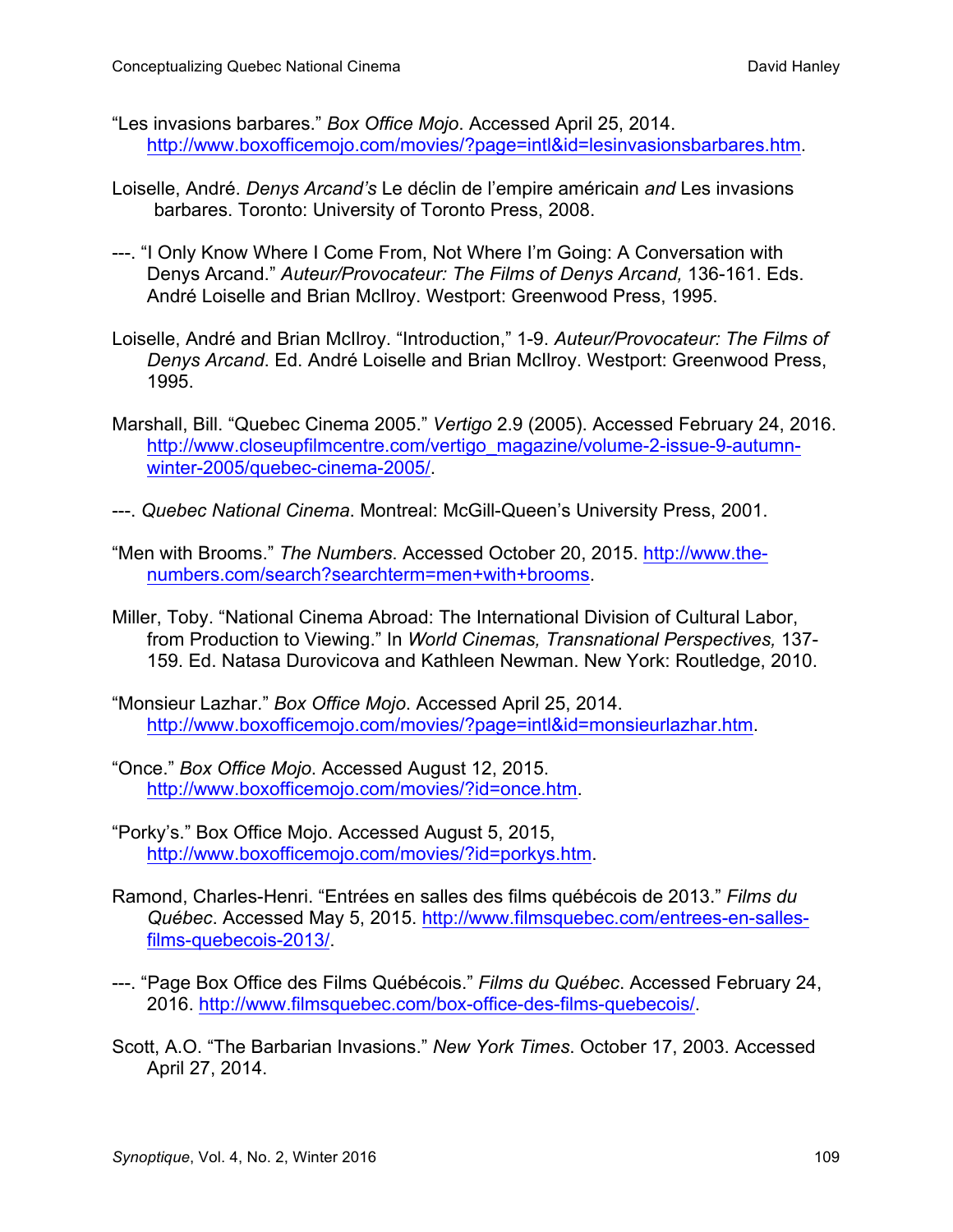"Les invasions barbares." *Box Office Mojo*. Accessed April 25, 2014. http://www.boxofficemojo.com/movies/?page=intl&id=lesinvasionsbarbares.htm.

Loiselle, André. *Denys Arcand's* Le déclin de l'empire américain *and* Les invasions barbares. Toronto: University of Toronto Press, 2008.

---. "I Only Know Where I Come From, Not Where I'm Going: A Conversation with Denys Arcand." *Auteur/Provocateur: The Films of Denys Arcand,* 136-161. Eds. André Loiselle and Brian McIlroy. Westport: Greenwood Press, 1995.

Loiselle, André and Brian McIlroy. "Introduction," 1-9. *Auteur/Provocateur: The Films of Denys Arcand*. Ed. André Loiselle and Brian McIlroy. Westport: Greenwood Press, 1995.

Marshall, Bill. "Quebec Cinema 2005." *Vertigo* 2.9 (2005). Accessed February 24, 2016. http://www.closeupfilmcentre.com/vertigo_magazine/volume-2-issue-9-autumn-winter-2005/quebec-cinema-2005/.

---. *Quebec National Cinema*. Montreal: McGill-Queen's University Press, 2001.

"Men with Brooms." *The Numbers*. Accessed October 20, 2015. http://www.the-numbers.com/search?searchterm=men+with+brooms.

Miller, Toby. "National Cinema Abroad: The International Division of Cultural Labor, from Production to Viewing." In *World Cinemas, Transnational Perspectives,* 137-159. Ed. Natasa Durovicova and Kathleen Newman. New York: Routledge, 2010.

"Monsieur Lazhar." *Box Office Mojo*. Accessed April 25, 2014. http://www.boxofficemojo.com/movies/?page=intl&id=monsieurlazhar.htm.

"Once." *Box Office Mojo*. Accessed August 12, 2015. http://www.boxofficemojo.com/movies/?id=once.htm.

"Porky's." Box Office Mojo. Accessed August 5, 2015, http://www.boxofficemojo.com/movies/?id=porkys.htm.

Ramond, Charles-Henri. "Entrées en salles des films québécois de 2013." *Films du Québec*. Accessed May 5, 2015. http://www.filmsquebec.com/entrees-en-salles-films-quebecois-2013/.

---. "Page Box Office des Films Québécois." *Films du Québec*. Accessed February 24, 2016. http://www.filmsquebec.com/box-office-des-films-quebecois/.

Scott, A.O. "The Barbarian Invasions." *New York Times*. October 17, 2003. Accessed April 27, 2014.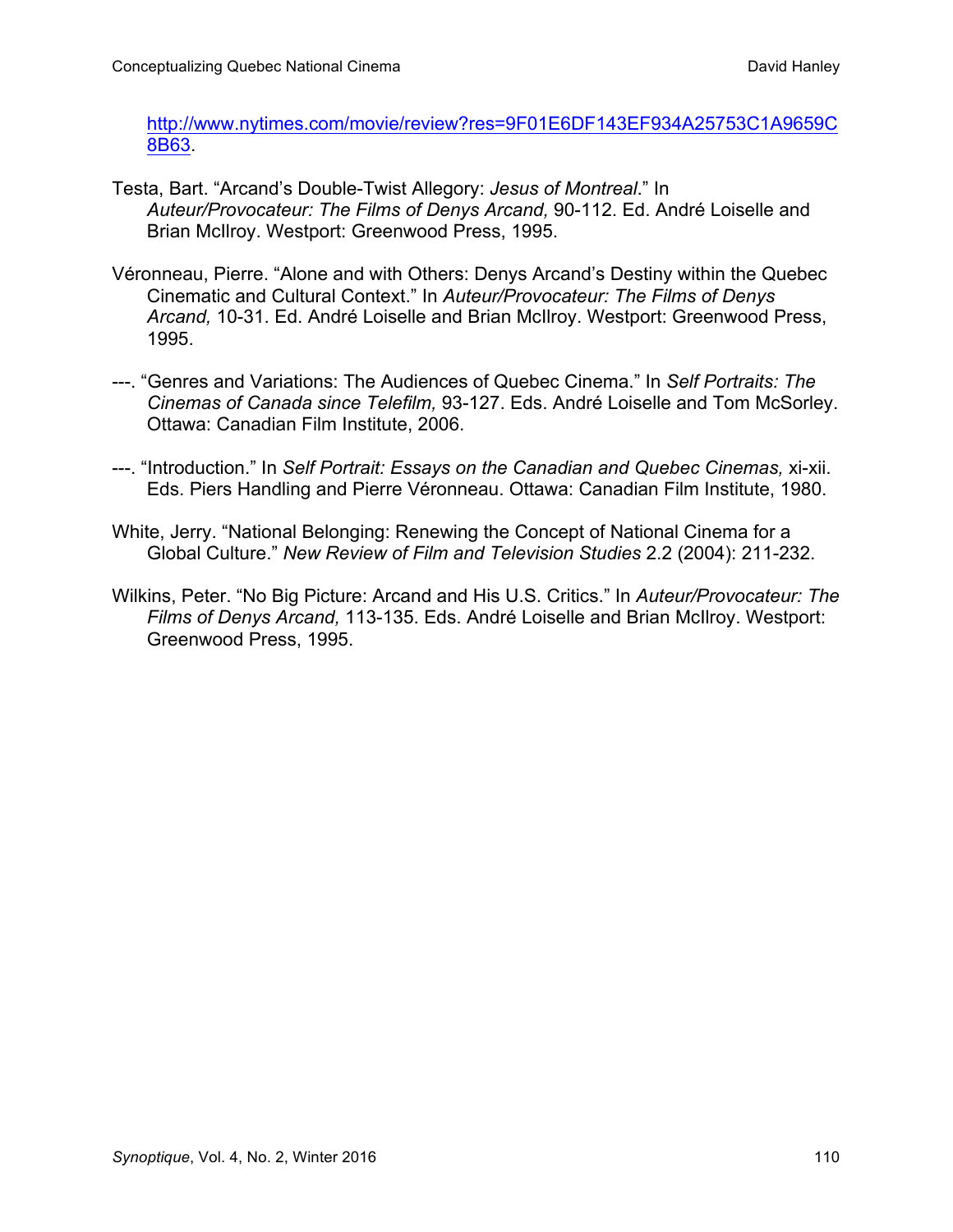http://www.nytimes.com/movie/review?res=9F01E6DF143EF934A25753C1A9659C8B63.

Testa, Bart. "Arcand's Double-Twist Allegory: *Jesus of Montreal*." In *Auteur/Provocateur: The Films of Denys Arcand,* 90-112. Ed. André Loiselle and Brian McIlroy. Westport: Greenwood Press, 1995.

Véronneau, Pierre. "Alone and with Others: Denys Arcand's Destiny within the Quebec Cinematic and Cultural Context." In *Auteur/Provocateur: The Films of Denys Arcand,* 10-31. Ed. André Loiselle and Brian McIlroy. Westport: Greenwood Press, 1995.

---. "Genres and Variations: The Audiences of Quebec Cinema." In *Self Portraits: The Cinemas of Canada since Telefilm,* 93-127. Eds. André Loiselle and Tom McSorley. Ottawa: Canadian Film Institute, 2006.

---. "Introduction." In *Self Portrait: Essays on the Canadian and Quebec Cinemas,* xi-xii. Eds. Piers Handling and Pierre Véronneau. Ottawa: Canadian Film Institute, 1980.

White, Jerry. "National Belonging: Renewing the Concept of National Cinema for a Global Culture." *New Review of Film and Television Studies* 2.2 (2004): 211-232.

Wilkins, Peter. "No Big Picture: Arcand and His U.S. Critics." In *Auteur/Provocateur: The Films of Denys Arcand,* 113-135. Eds. André Loiselle and Brian McIlroy. Westport: Greenwood Press, 1995.